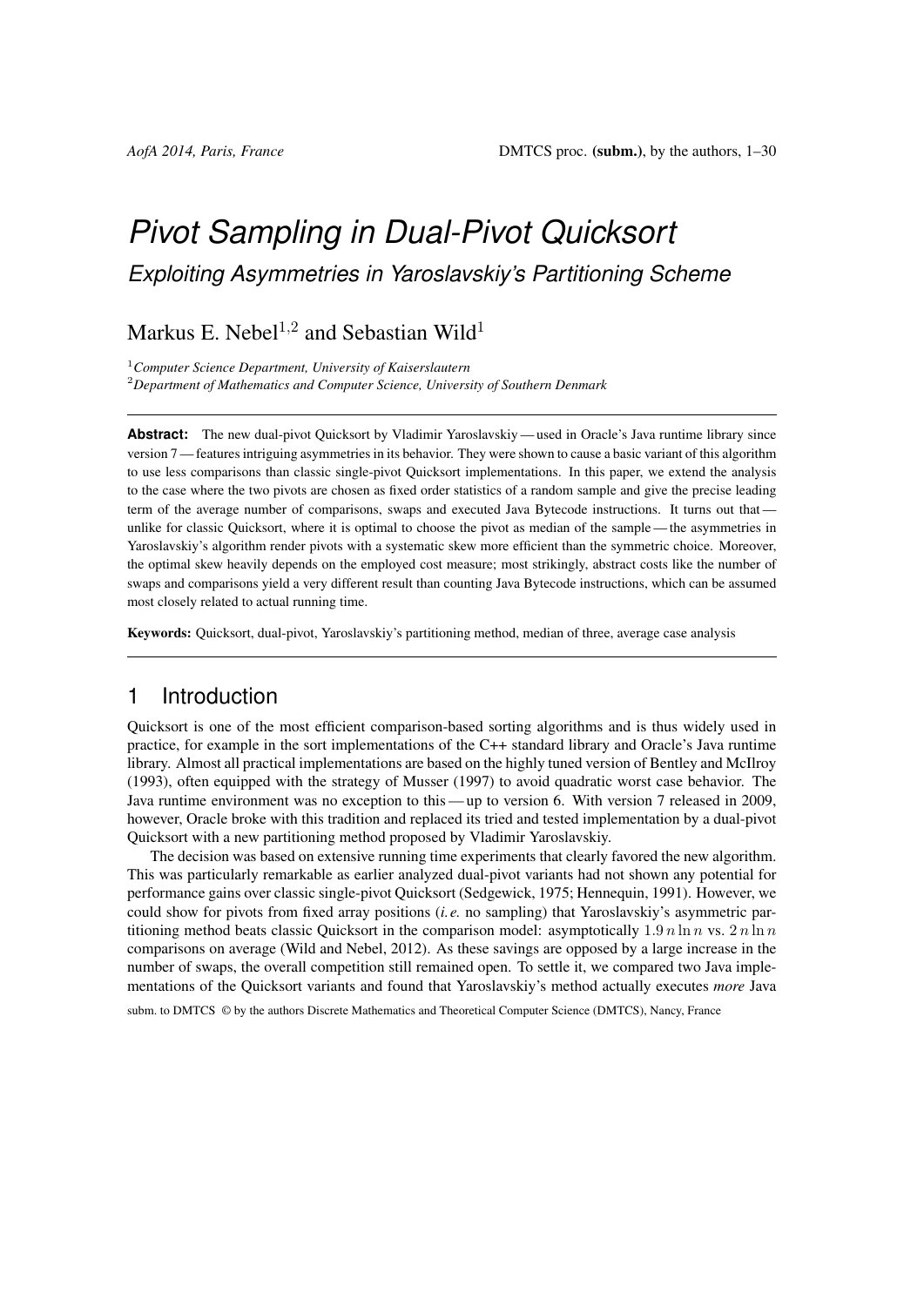# *Pivot Sampling in Dual-Pivot Quicksort*

## *Exploiting Asymmetries in Yaroslavskiy's Partitioning Scheme*

Markus E. Nebel[1,2] and Sebastian Wild[1]

[1] *Computer Science Department, University of Kaiserslautern*
[2] *Department of Mathematics and Computer Science, University of Southern Denmark*

---

**Abstract:** The new dual-pivot Quicksort by Vladimir Yaroslavskiy — used in Oracle's Java runtime library since version 7 — features intriguing asymmetries in its behavior. They were shown to cause a basic variant of this algorithm to use less comparisons than classic single-pivot Quicksort implementations. In this paper, we extend the analysis to the case where the two pivots are chosen as fixed order statistics of a random sample and give the precise leading term of the average number of comparisons, swaps and executed Java Bytecode instructions. It turns out that — unlike for classic Quicksort, where it is optimal to choose the pivot as median of the sample — the asymmetries in Yaroslavskiy's algorithm render pivots with a systematic skew more efficient than the symmetric choice. Moreover, the optimal skew heavily depends on the employed cost measure; most strikingly, abstract costs like the number of swaps and comparisons yield a very different result than counting Java Bytecode instructions, which can be assumed most closely related to actual running time.

**Keywords:** Quicksort, dual-pivot, Yaroslavskiy's partitioning method, median of three, average case analysis

---

## 1 Introduction

Quicksort is one of the most efficient comparison-based sorting algorithms and is thus widely used in practice, for example in the sort implementations of the C++ standard library and Oracle's Java runtime library. Almost all practical implementations are based on the highly tuned version of Bentley and McIlroy (1993), often equipped with the strategy of Musser (1997) to avoid quadratic worst case behavior. The Java runtime environment was no exception to this — up to version 6. With version 7 released in 2009, however, Oracle broke with this tradition and replaced its tried and tested implementation by a dual-pivot Quicksort with a new partitioning method proposed by Vladimir Yaroslavskiy.

The decision was based on extensive running time experiments that clearly favored the new algorithm. This was particularly remarkable as earlier analyzed dual-pivot variants had not shown any potential for performance gains over classic single-pivot Quicksort (Sedgewick, 1975; Hennequin, 1991). However, we could show for pivots from fixed array positions (*i.e.* no sampling) that Yaroslavskiy's asymmetric partitioning method beats classic Quicksort in the comparison model: asymptotically $1.9\,n\ln n$ vs. $2\,n\ln n$ comparisons on average (Wild and Nebel, 2012). As these savings are opposed by a large increase in the number of swaps, the overall competition still remained open. To settle it, we compared two Java implementations of the Quicksort variants and found that Yaroslavskiy's method actually executes *more* Java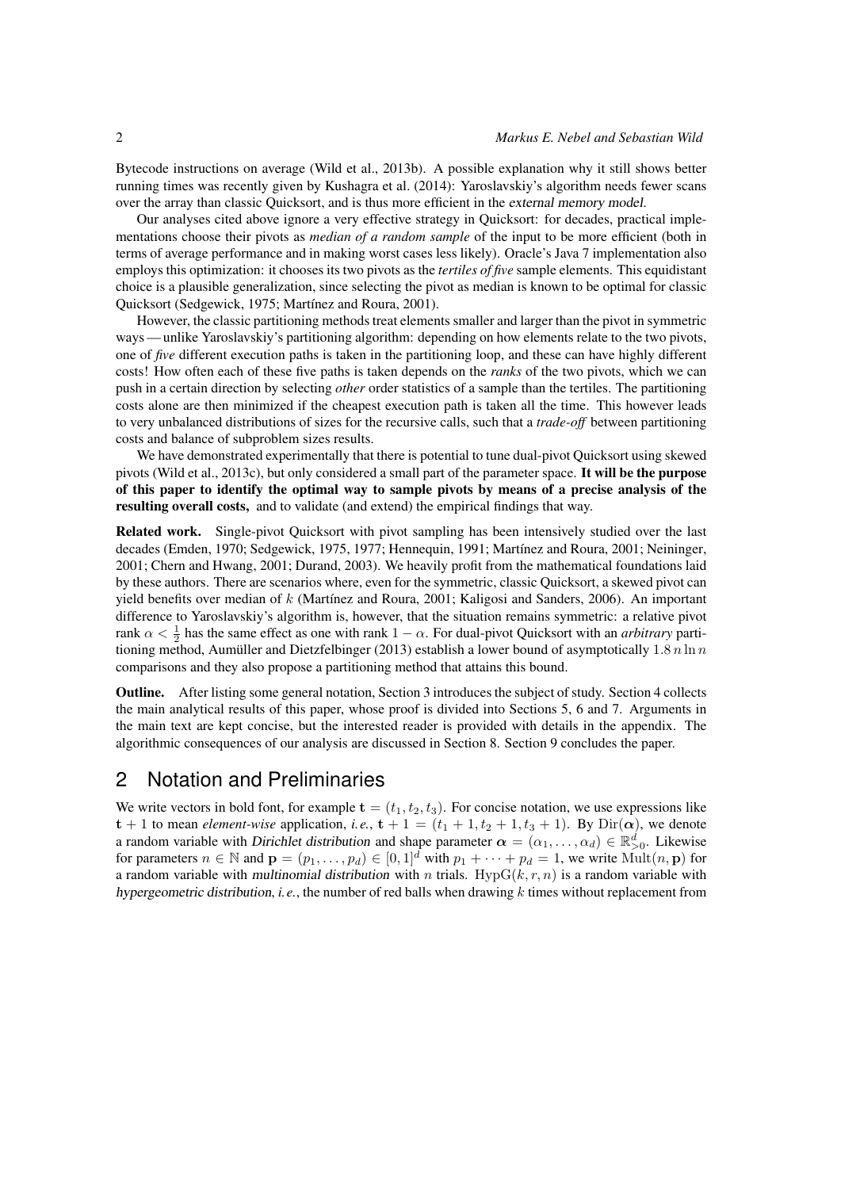Bytecode instructions on average (Wild et al., 2013b). A possible explanation why it still shows better running times was recently given by Kushagra et al. (2014): Yaroslavskiy's algorithm needs fewer scans over the array than classic Quicksort, and is thus more efficient in the external memory model.

Our analyses cited above ignore a very effective strategy in Quicksort: for decades, practical implementations choose their pivots as *median of a random sample* of the input to be more efficient (both in terms of average performance and in making worst cases less likely). Oracle's Java 7 implementation also employs this optimization: it chooses its two pivots as the *tertiles of five* sample elements. This equidistant choice is a plausible generalization, since selecting the pivot as median is known to be optimal for classic Quicksort (Sedgewick, 1975; Martínez and Roura, 2001).

However, the classic partitioning methods treat elements smaller and larger than the pivot in symmetric ways — unlike Yaroslavskiy's partitioning algorithm: depending on how elements relate to the two pivots, one of *five* different execution paths is taken in the partitioning loop, and these can have highly different costs! How often each of these five paths is taken depends on the *ranks* of the two pivots, which we can push in a certain direction by selecting *other* order statistics of a sample than the tertiles. The partitioning costs alone are then minimized if the cheapest execution path is taken all the time. This however leads to very unbalanced distributions of sizes for the recursive calls, such that a *trade-off* between partitioning costs and balance of subproblem sizes results.

We have demonstrated experimentally that there is potential to tune dual-pivot Quicksort using skewed pivots (Wild et al., 2013c), but only considered a small part of the parameter space. **It will be the purpose of this paper to identify the optimal way to sample pivots by means of a precise analysis of the resulting overall costs,** and to validate (and extend) the empirical findings that way.

**Related work.** Single-pivot Quicksort with pivot sampling has been intensively studied over the last decades (Emden, 1970; Sedgewick, 1975, 1977; Hennequin, 1991; Martínez and Roura, 2001; Neininger, 2001; Chern and Hwang, 2001; Durand, 2003). We heavily profit from the mathematical foundations laid by these authors. There are scenarios where, even for the symmetric, classic Quicksort, a skewed pivot can yield benefits over median of $k$ (Martínez and Roura, 2001; Kaligosi and Sanders, 2006). An important difference to Yaroslavskiy's algorithm is, however, that the situation remains symmetric: a relative pivot rank $\alpha < \frac{1}{2}$ has the same effect as one with rank $1 - \alpha$. For dual-pivot Quicksort with an *arbitrary* partitioning method, Aumüller and Dietzfelbinger (2013) establish a lower bound of asymptotically $1.8\, n \ln n$ comparisons and they also propose a partitioning method that attains this bound.

**Outline.** After listing some general notation, Section 3 introduces the subject of study. Section 4 collects the main analytical results of this paper, whose proof is divided into Sections 5, 6 and 7. Arguments in the main text are kept concise, but the interested reader is provided with details in the appendix. The algorithmic consequences of our analysis are discussed in Section 8. Section 9 concludes the paper.

## 2 Notation and Preliminaries

We write vectors in bold font, for example $\mathbf{t} = (t_1, t_2, t_3)$. For concise notation, we use expressions like $\mathbf{t} + 1$ to mean *element-wise* application, *i.e.*, $\mathbf{t} + 1 = (t_1 + 1, t_2 + 1, t_3 + 1)$. By $\mathrm{Dir}(\boldsymbol{\alpha})$, we denote a random variable with Dirichlet distribution and shape parameter $\boldsymbol{\alpha} = (\alpha_1, \ldots, \alpha_d) \in \mathbb{R}^d_{>0}$. Likewise for parameters $n \in \mathbb{N}$ and $\mathbf{p} = (p_1, \ldots, p_d) \in [0,1]^d$ with $p_1 + \cdots + p_d = 1$, we write $\mathrm{Mult}(n, \mathbf{p})$ for a random variable with multinomial distribution with $n$ trials. $\mathrm{HypG}(k, r, n)$ is a random variable with hypergeometric distribution, *i.e.*, the number of red balls when drawing $k$ times without replacement from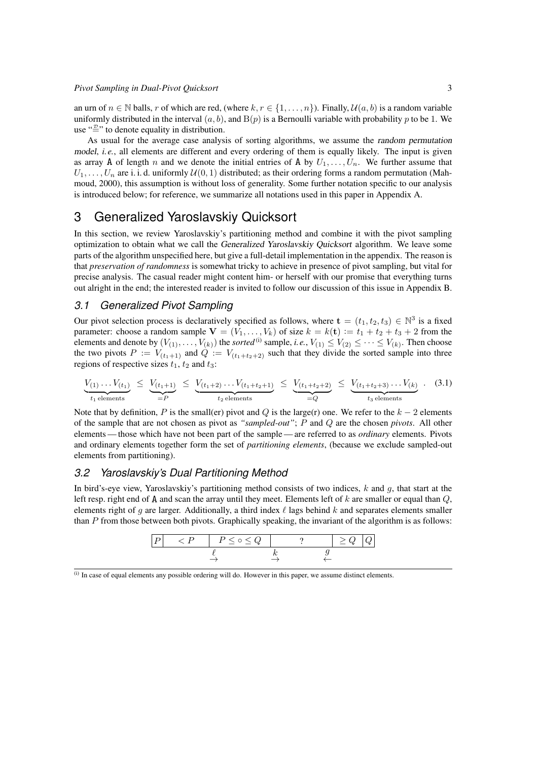an urn of $n \in \mathbb{N}$ balls, $r$ of which are red, (where $k, r \in \{1, \ldots, n\}$). Finally, $\mathcal{U}(a, b)$ is a random variable uniformly distributed in the interval $(a, b)$, and $\mathrm{B}(p)$ is a Bernoulli variable with probability $p$ to be 1. We use "$\overset{\mathcal{D}}{=}$" to denote equality in distribution.

As usual for the average case analysis of sorting algorithms, we assume the *random permutation model*, *i.e.*, all elements are different and every ordering of them is equally likely. The input is given as array `A` of length $n$ and we denote the initial entries of `A` by $U_1, \ldots, U_n$. We further assume that $U_1, \ldots, U_n$ are i. i. d. uniformly $\mathcal{U}(0, 1)$ distributed; as their ordering forms a random permutation (Mahmoud, 2000), this assumption is without loss of generality. Some further notation specific to our analysis is introduced below; for reference, we summarize all notations used in this paper in Appendix A.

# 3 Generalized Yaroslavskiy Quicksort

In this section, we review Yaroslavskiy's partitioning method and combine it with the pivot sampling optimization to obtain what we call the *Generalized Yaroslavskiy Quicksort* algorithm. We leave some parts of the algorithm unspecified here, but give a full-detail implementation in the appendix. The reason is that *preservation of randomness* is somewhat tricky to achieve in presence of pivot sampling, but vital for precise analysis. The casual reader might content him- or herself with our promise that everything turns out alright in the end; the interested reader is invited to follow our discussion of this issue in Appendix B.

## 3.1 Generalized Pivot Sampling

Our pivot selection process is declaratively specified as follows, where $\mathbf{t} = (t_1, t_2, t_3) \in \mathbb{N}^3$ is a fixed parameter: choose a random sample $\mathbf{V} = (V_1, \ldots, V_k)$ of size $k = k(\mathbf{t}) := t_1 + t_2 + t_3 + 2$ from the elements and denote by $(V_{(1)}, \ldots, V_{(k)})$ the *sorted*[(i)] sample, *i.e.*, $V_{(1)} \le V_{(2)} \le \cdots \le V_{(k)}$. Then choose the two pivots $P := V_{(t_1+1)}$ and $Q := V_{(t_1+t_2+2)}$ such that they divide the sorted sample into three regions of respective sizes $t_1$, $t_2$ and $t_3$:

$$\underbrace{V_{(1)} \ldots V_{(t_1)}}_{t_1 \text{ elements}} \;\le\; \underbrace{V_{(t_1+1)}}_{=P} \;\le\; \underbrace{V_{(t_1+2)} \ldots V_{(t_1+t_2+1)}}_{t_2 \text{ elements}} \;\le\; \underbrace{V_{(t_1+t_2+2)}}_{=Q} \;\le\; \underbrace{V_{(t_1+t_2+3)} \ldots V_{(k)}}_{t_3 \text{ elements}} \,. \tag{3.1}$$

Note that by definition, $P$ is the small(er) pivot and $Q$ is the large(r) one. We refer to the $k-2$ elements of the sample that are not chosen as pivot as *"sampled-out"*; $P$ and $Q$ are the chosen *pivots*. All other elements — those which have not been part of the sample — are referred to as *ordinary* elements. Pivots and ordinary elements together form the set of *partitioning elements*, (because we exclude sampled-out elements from partitioning).

## 3.2 Yaroslavskiy's Dual Partitioning Method

In bird's-eye view, Yaroslavskiy's partitioning method consists of two indices, $k$ and $g$, that start at the left resp. right end of `A` and scan the array until they meet. Elements left of $k$ are smaller or equal than $Q$, elements right of $g$ are larger. Additionally, a third index $\ell$ lags behind $k$ and separates elements smaller than $P$ from those between both pivots. Graphically speaking, the invariant of the algorithm is as follows:

| $P$ | $< P$ | $P \le \circ \le Q$ | ? | $\ge Q$ | $Q$ |
|---|---|---|---|---|---|
| | | $\ell \rightarrow$ | $k \rightarrow$ | $g \leftarrow$ | |

---

(i) In case of equal elements any possible ordering will do. However in this paper, we assume distinct elements.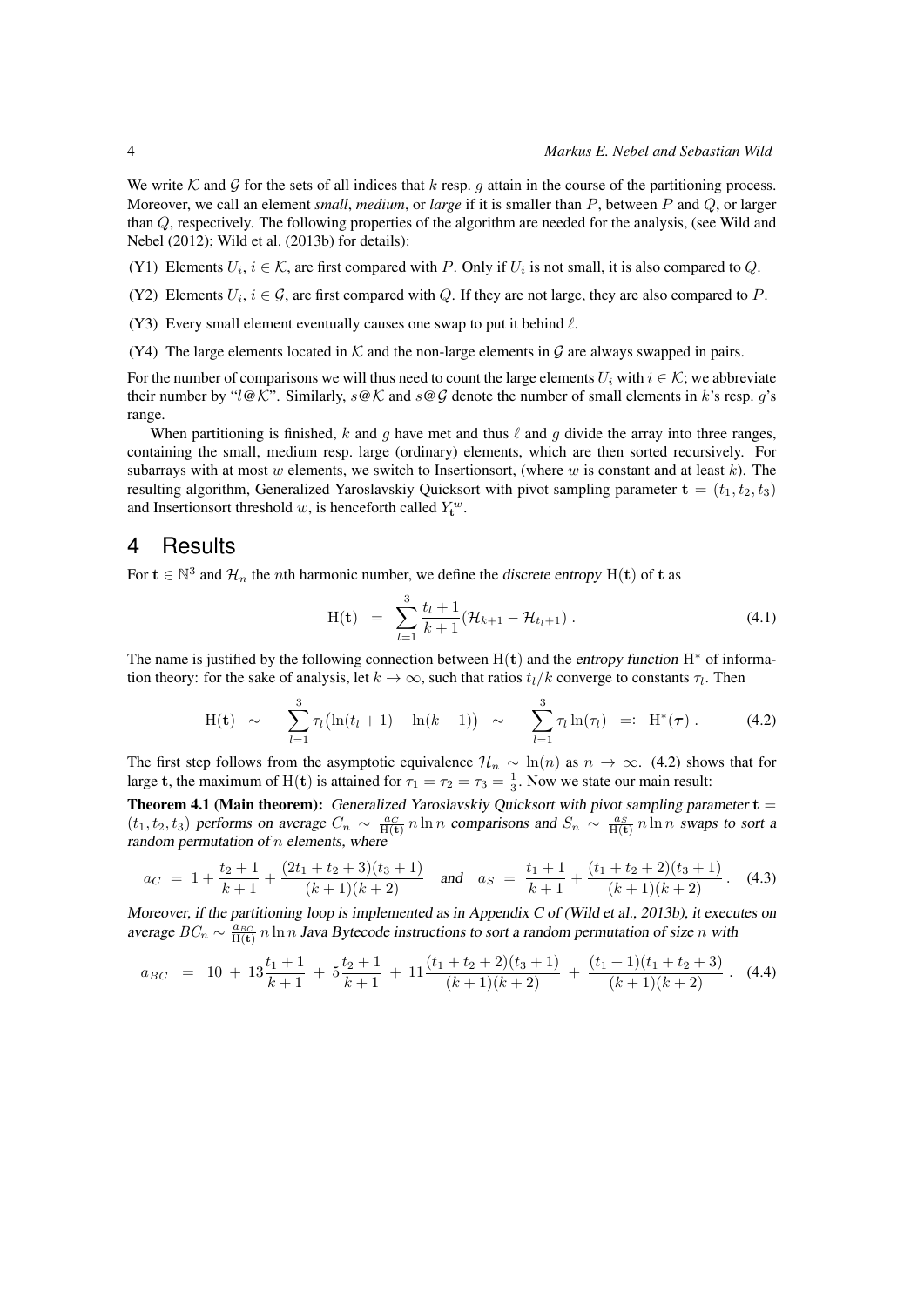We write $\mathcal{K}$ and $\mathcal{G}$ for the sets of all indices that $k$ resp. $g$ attain in the course of the partitioning process. Moreover, we call an element *small*, *medium*, or *large* if it is smaller than $P$, between $P$ and $Q$, or larger than $Q$, respectively. The following properties of the algorithm are needed for the analysis, (see Wild and Nebel (2012); Wild et al. (2013b) for details):

(Y1) Elements $U_i$, $i \in \mathcal{K}$, are first compared with $P$. Only if $U_i$ is not small, it is also compared to $Q$.

(Y2) Elements $U_i$, $i \in \mathcal{G}$, are first compared with $Q$. If they are not large, they are also compared to $P$.

(Y3) Every small element eventually causes one swap to put it behind $\ell$.

(Y4) The large elements located in $\mathcal{K}$ and the non-large elements in $\mathcal{G}$ are always swapped in pairs.

For the number of comparisons we will thus need to count the large elements $U_i$ with $i \in \mathcal{K}$; we abbreviate their number by "$l@\mathcal{K}$". Similarly, $s@\mathcal{K}$ and $s@\mathcal{G}$ denote the number of small elements in $k$'s resp. $g$'s range.

When partitioning is finished, $k$ and $g$ have met and thus $\ell$ and $g$ divide the array into three ranges, containing the small, medium resp. large (ordinary) elements, which are then sorted recursively. For subarrays with at most $w$ elements, we switch to Insertionsort, (where $w$ is constant and at least $k$). The resulting algorithm, Generalized Yaroslavskiy Quicksort with pivot sampling parameter $\mathbf{t} = (t_1, t_2, t_3)$ and Insertionsort threshold $w$, is henceforth called $Y_{\mathbf{t}}^{w}$.

## 4 Results

For $\mathbf{t} \in \mathbb{N}^3$ and $\mathcal{H}_n$ the $n$th harmonic number, we define the *discrete entropy* $\mathrm{H}(\mathbf{t})$ of $\mathbf{t}$ as

$$\mathrm{H}(\mathbf{t}) \;=\; \sum_{l=1}^{3} \frac{t_l + 1}{k+1} (\mathcal{H}_{k+1} - \mathcal{H}_{t_l+1}) \,. \tag{4.1}$$

The name is justified by the following connection between $\mathrm{H}(\mathbf{t})$ and the *entropy function* $\mathrm{H}^*$ of information theory: for the sake of analysis, let $k \to \infty$, such that ratios $t_l/k$ converge to constants $\tau_l$. Then

$$\mathrm{H}(\mathbf{t}) \;\sim\; -\sum_{l=1}^{3} \tau_l \big(\ln(t_l+1) - \ln(k+1)\big) \;\sim\; -\sum_{l=1}^{3} \tau_l \ln(\tau_l) \;=:\; \mathrm{H}^*(\boldsymbol{\tau}) \,. \tag{4.2}$$

The first step follows from the asymptotic equivalence $\mathcal{H}_n \sim \ln(n)$ as $n \to \infty$. (4.2) shows that for large $\mathbf{t}$, the maximum of $\mathrm{H}(\mathbf{t})$ is attained for $\tau_1 = \tau_2 = \tau_3 = \frac{1}{3}$. Now we state our main result:

**Theorem 4.1 (Main theorem):** *Generalized Yaroslavskiy Quicksort with pivot sampling parameter $\mathbf{t} = (t_1, t_2, t_3)$ performs on average $C_n \sim \frac{a_C}{\mathrm{H}(\mathbf{t})} n \ln n$ comparisons and $S_n \sim \frac{a_S}{\mathrm{H}(\mathbf{t})} n \ln n$ swaps to sort a random permutation of $n$ elements, where*

$$a_C \;=\; 1 + \frac{t_2+1}{k+1} + \frac{(2t_1+t_2+3)(t_3+1)}{(k+1)(k+2)} \quad \text{and} \quad a_S \;=\; \frac{t_1+1}{k+1} + \frac{(t_1+t_2+2)(t_3+1)}{(k+1)(k+2)} \,. \tag{4.3}$$

*Moreover, if the partitioning loop is implemented as in Appendix C of (Wild et al., 2013b), it executes on average $BC_n \sim \frac{a_{BC}}{\mathrm{H}(\mathbf{t})} n \ln n$ Java Bytecode instructions to sort a random permutation of size $n$ with*

$$a_{BC} \;=\; 10 \;+\; 13\frac{t_1+1}{k+1} \;+\; 5\frac{t_2+1}{k+1} \;+\; 11\frac{(t_1+t_2+2)(t_3+1)}{(k+1)(k+2)} \;+\; \frac{(t_1+1)(t_1+t_2+3)}{(k+1)(k+2)} \,. \tag{4.4}$$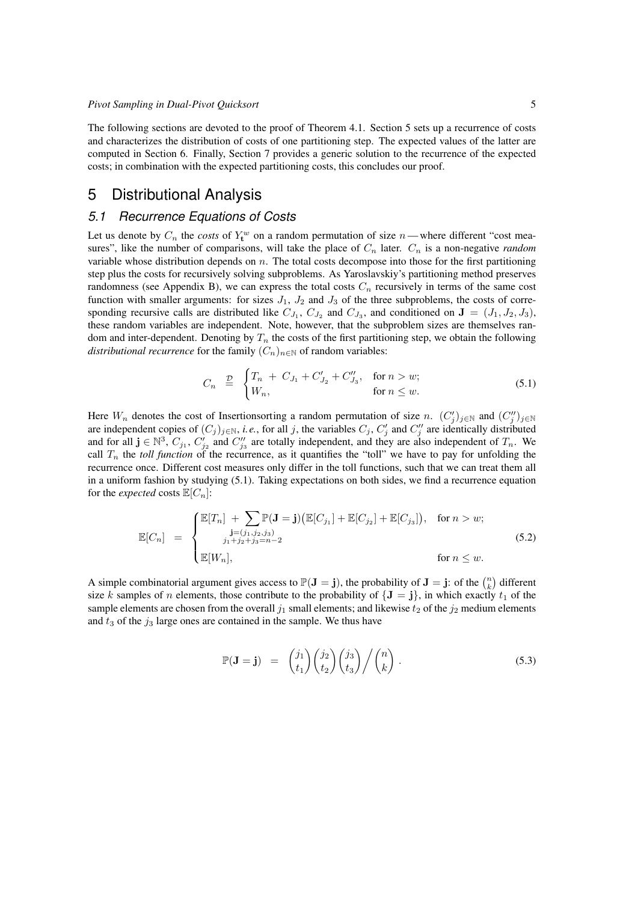The following sections are devoted to the proof of Theorem 4.1. Section 5 sets up a recurrence of costs and characterizes the distribution of costs of one partitioning step. The expected values of the latter are computed in Section 6. Finally, Section 7 provides a generic solution to the recurrence of the expected costs; in combination with the expected partitioning costs, this concludes our proof.

# 5 Distributional Analysis

## 5.1 Recurrence Equations of Costs

Let us denote by $C_n$ the *costs* of $Y_{\mathbf{t}}^w$ on a random permutation of size $n$ — where different "cost measures", like the number of comparisons, will take the place of $C_n$ later. $C_n$ is a non-negative *random* variable whose distribution depends on $n$. The total costs decompose into those for the first partitioning step plus the costs for recursively solving subproblems. As Yaroslavskiy's partitioning method preserves randomness (see Appendix B), we can express the total costs $C_n$ recursively in terms of the same cost function with smaller arguments: for sizes $J_1$, $J_2$ and $J_3$ of the three subproblems, the costs of corresponding recursive calls are distributed like $C_{J_1}$, $C_{J_2}$ and $C_{J_3}$, and conditioned on $\mathbf{J} = (J_1, J_2, J_3)$, these random variables are independent. Note, however, that the subproblem sizes are themselves random and inter-dependent. Denoting by $T_n$ the costs of the first partitioning step, we obtain the following *distributional recurrence* for the family $(C_n)_{n\in\mathbb{N}}$ of random variables:

$$C_n \overset{\mathcal{D}}{=} \begin{cases} T_n \;+\; C_{J_1} + C'_{J_2} + C''_{J_3}, & \text{for } n > w; \\ W_n, & \text{for } n \le w. \end{cases} \tag{5.1}$$

Here $W_n$ denotes the cost of Insertionsorting a random permutation of size $n$. $(C'_j)_{j\in\mathbb{N}}$ and $(C''_j)_{j\in\mathbb{N}}$ are independent copies of $(C_j)_{j\in\mathbb{N}}$, *i.e.*, for all $j$, the variables $C_j$, $C'_j$ and $C''_j$ are identically distributed and for all $\mathbf{j} \in \mathbb{N}^3$, $C_{j_1}$, $C'_{j_2}$ and $C''_{j_3}$ are totally independent, and they are also independent of $T_n$. We call $T_n$ the *toll function* of the recurrence, as it quantifies the "toll" we have to pay for unfolding the recurrence once. Different cost measures only differ in the toll functions, such that we can treat them all in a uniform fashion by studying (5.1). Taking expectations on both sides, we find a recurrence equation for the *expected* costs $\mathbb{E}[C_n]$:

$$\mathbb{E}[C_n] \;=\; \begin{cases} \mathbb{E}[T_n] \;+\; \displaystyle\sum_{\substack{\mathbf{j}=(j_1,j_2,j_3) \\ j_1+j_2+j_3=n-2}} \mathbb{P}(\mathbf{J}=\mathbf{j})\big(\mathbb{E}[C_{j_1}] + \mathbb{E}[C_{j_2}] + \mathbb{E}[C_{j_3}]\big), & \text{for } n > w; \\ \mathbb{E}[W_n], & \text{for } n \le w. \end{cases} \tag{5.2}$$

A simple combinatorial argument gives access to $\mathbb{P}(\mathbf{J} = \mathbf{j})$, the probability of $\mathbf{J} = \mathbf{j}$: of the $\binom{n}{k}$ different size $k$ samples of $n$ elements, those contribute to the probability of $\{\mathbf{J} = \mathbf{j}\}$, in which exactly $t_1$ of the sample elements are chosen from the overall $j_1$ small elements; and likewise $t_2$ of the $j_2$ medium elements and $t_3$ of the $j_3$ large ones are contained in the sample. We thus have

$$\mathbb{P}(\mathbf{J} = \mathbf{j}) \;=\; \binom{j_1}{t_1}\binom{j_2}{t_2}\binom{j_3}{t_3} \Big/ \binom{n}{k}\,. \tag{5.3}$$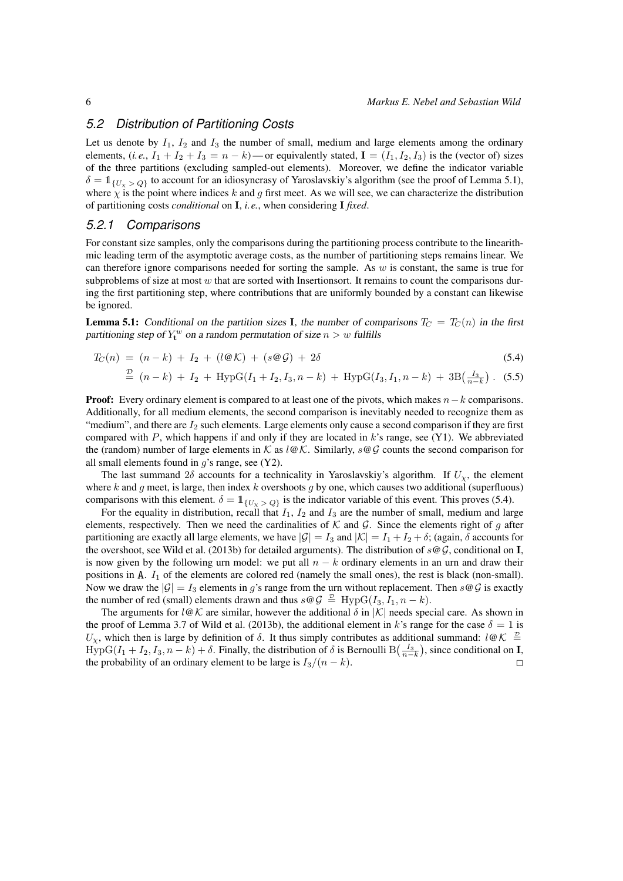## 5.2 Distribution of Partitioning Costs

Let us denote by $I_1$, $I_2$ and $I_3$ the number of small, medium and large elements among the ordinary elements, (*i. e.*, $I_1 + I_2 + I_3 = n - k$)—or equivalently stated, $\mathbf{I} = (I_1, I_2, I_3)$ is the (vector of) sizes of the three partitions (excluding sampled-out elements). Moreover, we define the indicator variable $\delta = \mathbb{1}_{\{U_\chi > Q\}}$ to account for an idiosyncrasy of Yaroslavskiy's algorithm (see the proof of Lemma 5.1), where $\chi$ is the point where indices $k$ and $g$ first meet. As we will see, we can characterize the distribution of partitioning costs *conditional* on $\mathbf{I}$, *i. e.*, when considering $\mathbf{I}$ *fixed*.

### 5.2.1 Comparisons

For constant size samples, only the comparisons during the partitioning process contribute to the linearithmic leading term of the asymptotic average costs, as the number of partitioning steps remains linear. We can therefore ignore comparisons needed for sorting the sample. As $w$ is constant, the same is true for subproblems of size at most $w$ that are sorted with Insertionsort. It remains to count the comparisons during the first partitioning step, where contributions that are uniformly bounded by a constant can likewise be ignored.

**Lemma 5.1:** *Conditional on the partition sizes $\mathbf{I}$, the number of comparisons $T_C = T_C(n)$ in the first partitioning step of $Y_{\mathbf{t}}^{w}$ on a random permutation of size $n > w$ fulfills*

$$T_C(n) \;=\; (n-k) \;+\; I_2 \;+\; (l@\mathcal{K}) \;+\; (s@\mathcal{G}) \;+\; 2\delta \tag{5.4}$$

$$\overset{\mathcal{D}}{=} \; (n-k) \;+\; I_2 \;+\; \mathrm{HypG}(I_1+I_2, I_3, n-k) \;+\; \mathrm{HypG}(I_3, I_1, n-k) \;+\; 3\mathrm{B}\bigl(\tfrac{I_3}{n-k}\bigr)\,. \tag{5.5}$$

**Proof:** Every ordinary element is compared to at least one of the pivots, which makes $n-k$ comparisons. Additionally, for all medium elements, the second comparison is inevitably needed to recognize them as "medium", and there are $I_2$ such elements. Large elements only cause a second comparison if they are first compared with $P$, which happens if and only if they are located in $k$'s range, see (Y1). We abbreviated the (random) number of large elements in $\mathcal{K}$ as $l@\mathcal{K}$. Similarly, $s@\mathcal{G}$ counts the second comparison for all small elements found in $g$'s range, see (Y2).

The last summand $2\delta$ accounts for a technicality in Yaroslavskiy's algorithm. If $U_\chi$, the element where $k$ and $g$ meet, is large, then index $k$ overshoots $g$ by one, which causes two additional (superfluous) comparisons with this element. $\delta = \mathbb{1}_{\{U_\chi > Q\}}$ is the indicator variable of this event. This proves (5.4).

For the equality in distribution, recall that $I_1$, $I_2$ and $I_3$ are the number of small, medium and large elements, respectively. Then we need the cardinalities of $\mathcal{K}$ and $\mathcal{G}$. Since the elements right of $g$ after partitioning are exactly all large elements, we have $|\mathcal{G}| = I_3$ and $|\mathcal{K}| = I_1 + I_2 + \delta$; (again, $\delta$ accounts for the overshoot, see Wild et al. (2013b) for detailed arguments). The distribution of $s@\mathcal{G}$, conditional on $\mathbf{I}$, is now given by the following urn model: we put all $n-k$ ordinary elements in an urn and draw their positions in $\mathtt{A}$. $I_1$ of the elements are colored red (namely the small ones), the rest is black (non-small). Now we draw the $|\mathcal{G}| = I_3$ elements in $g$'s range from the urn without replacement. Then $s@\mathcal{G}$ is exactly the number of red (small) elements drawn and thus $s@\mathcal{G} \overset{\mathcal{D}}{=} \mathrm{HypG}(I_3, I_1, n-k)$.

The arguments for $l@\mathcal{K}$ are similar, however the additional $\delta$ in $|\mathcal{K}|$ needs special care. As shown in the proof of Lemma 3.7 of Wild et al. (2013b), the additional element in $k$'s range for the case $\delta = 1$ is $U_\chi$, which then is large by definition of $\delta$. It thus simply contributes as additional summand: $l@\mathcal{K} \overset{\mathcal{D}}{=} \mathrm{HypG}(I_1 + I_2, I_3, n-k) + \delta$. Finally, the distribution of $\delta$ is Bernoulli $\mathrm{B}\bigl(\frac{I_3}{n-k}\bigr)$, since conditional on $\mathbf{I}$, the probability of an ordinary element to be large is $I_3/(n-k)$. □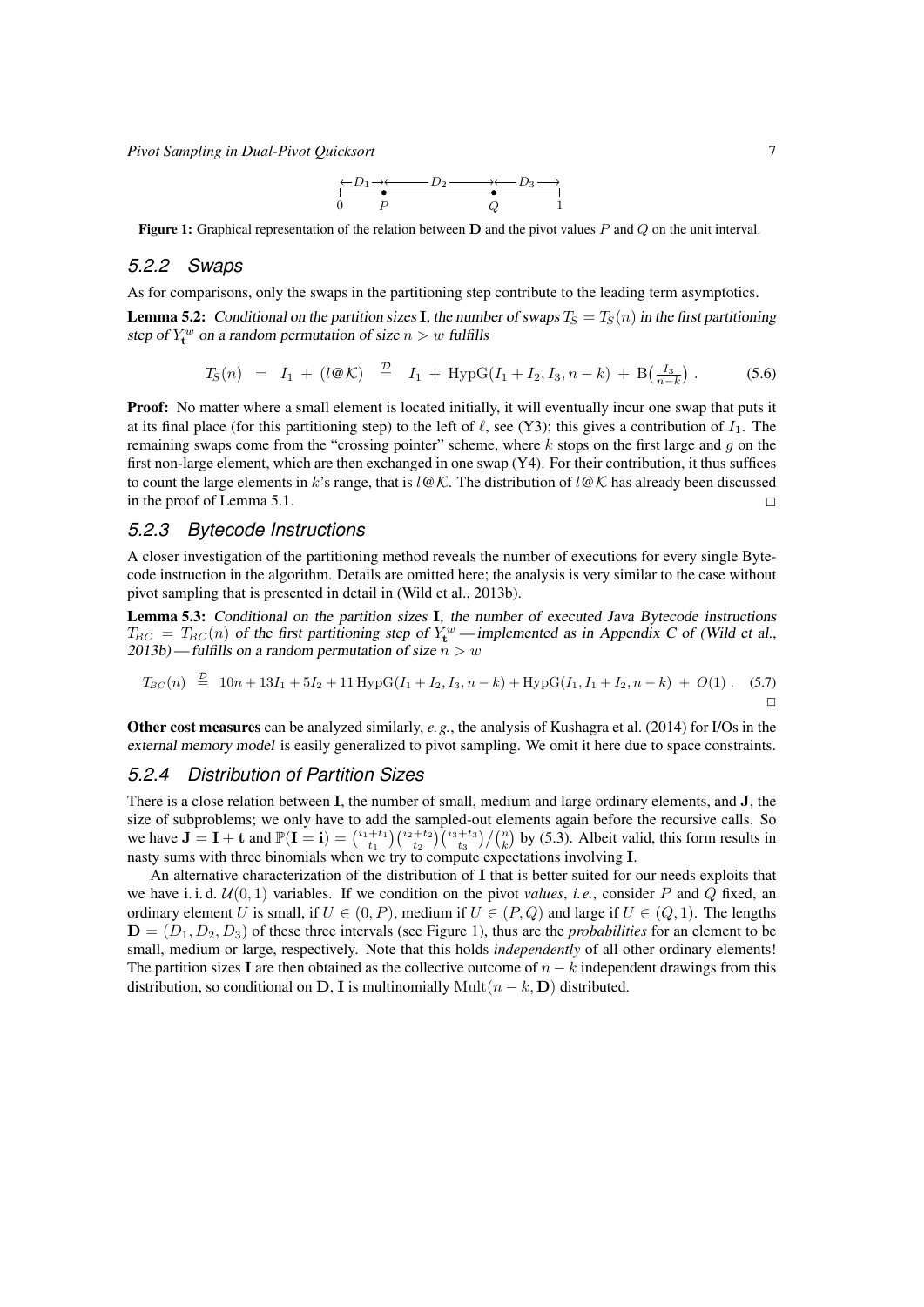$$\leftarrow D_1 \rightarrow \leftarrow D_2 \rightarrow \leftarrow D_3 \rightarrow$$

$$0 \qquad P \qquad Q \qquad 1$$

**Figure 1:** Graphical representation of the relation between $\mathbf{D}$ and the pivot values $P$ and $Q$ on the unit interval.

### 5.2.2 Swaps

As for comparisons, only the swaps in the partitioning step contribute to the leading term asymptotics.

**Lemma 5.2:** *Conditional on the partition sizes* $\mathbf{I}$*, the number of swaps* $T_S = T_S(n)$ *in the first partitioning step of* $Y_{\mathbf{t}}^w$ *on a random permutation of size* $n > w$ *fulfills*

$$T_S(n) \;=\; I_1 \;+\; (l@\mathcal{K}) \;\overset{\mathcal{D}}{=}\; I_1 \;+\; \mathrm{HypG}(I_1+I_2, I_3, n-k) \;+\; \mathrm{B}\big(\tfrac{I_3}{n-k}\big)\,. \tag{5.6}$$

**Proof:** No matter where a small element is located initially, it will eventually incur one swap that puts it at its final place (for this partitioning step) to the left of $\ell$, see (Y3); this gives a contribution of $I_1$. The remaining swaps come from the "crossing pointer" scheme, where $k$ stops on the first large and $g$ on the first non-large element, which are then exchanged in one swap (Y4). For their contribution, it thus suffices to count the large elements in $k$'s range, that is $l@\mathcal{K}$. The distribution of $l@\mathcal{K}$ has already been discussed in the proof of Lemma 5.1. □

### 5.2.3 Bytecode Instructions

A closer investigation of the partitioning method reveals the number of executions for every single Bytecode instruction in the algorithm. Details are omitted here; the analysis is very similar to the case without pivot sampling that is presented in detail in (Wild et al., 2013b).

**Lemma 5.3:** *Conditional on the partition sizes* $\mathbf{I}$*, the number of executed Java Bytecode instructions* $T_{BC} = T_{BC}(n)$ *of the first partitioning step of* $Y_{\mathbf{t}}^w$ *— implemented as in Appendix C of (Wild et al., 2013b) — fulfills on a random permutation of size* $n > w$

$$T_{BC}(n) \;\overset{\mathcal{D}}{=}\; 10n + 13I_1 + 5I_2 + 11\,\mathrm{HypG}(I_1+I_2, I_3, n-k) + \mathrm{HypG}(I_1, I_1+I_2, n-k) \;+\; O(1)\,. \tag{5.7}$$

□

**Other cost measures** can be analyzed similarly, *e.g.*, the analysis of Kushagra et al. (2014) for I/Os in the *external memory model* is easily generalized to pivot sampling. We omit it here due to space constraints.

### 5.2.4 Distribution of Partition Sizes

There is a close relation between $\mathbf{I}$, the number of small, medium and large ordinary elements, and $\mathbf{J}$, the size of subproblems; we only have to add the sampled-out elements again before the recursive calls. So we have $\mathbf{J} = \mathbf{I} + \mathbf{t}$ and $\mathbb{P}(\mathbf{I} = \mathbf{i}) = \binom{i_1+t_1}{t_1}\binom{i_2+t_2}{t_2}\binom{i_3+t_3}{t_3}\big/\binom{n}{k}$ by (5.3). Albeit valid, this form results in nasty sums with three binomials when we try to compute expectations involving $\mathbf{I}$.

An alternative characterization of the distribution of $\mathbf{I}$ that is better suited for our needs exploits that we have i. i. d. $\mathcal{U}(0,1)$ variables. If we condition on the pivot *values*, *i.e.*, consider $P$ and $Q$ fixed, an ordinary element $U$ is small, if $U \in (0,P)$, medium if $U \in (P,Q)$ and large if $U \in (Q,1)$. The lengths $\mathbf{D} = (D_1, D_2, D_3)$ of these three intervals (see Figure 1), thus are the *probabilities* for an element to be small, medium or large, respectively. Note that this holds *independently* of all other ordinary elements! The partition sizes $\mathbf{I}$ are then obtained as the collective outcome of $n-k$ independent drawings from this distribution, so conditional on $\mathbf{D}$, $\mathbf{I}$ is multinomially $\mathrm{Mult}(n-k, \mathbf{D})$ distributed.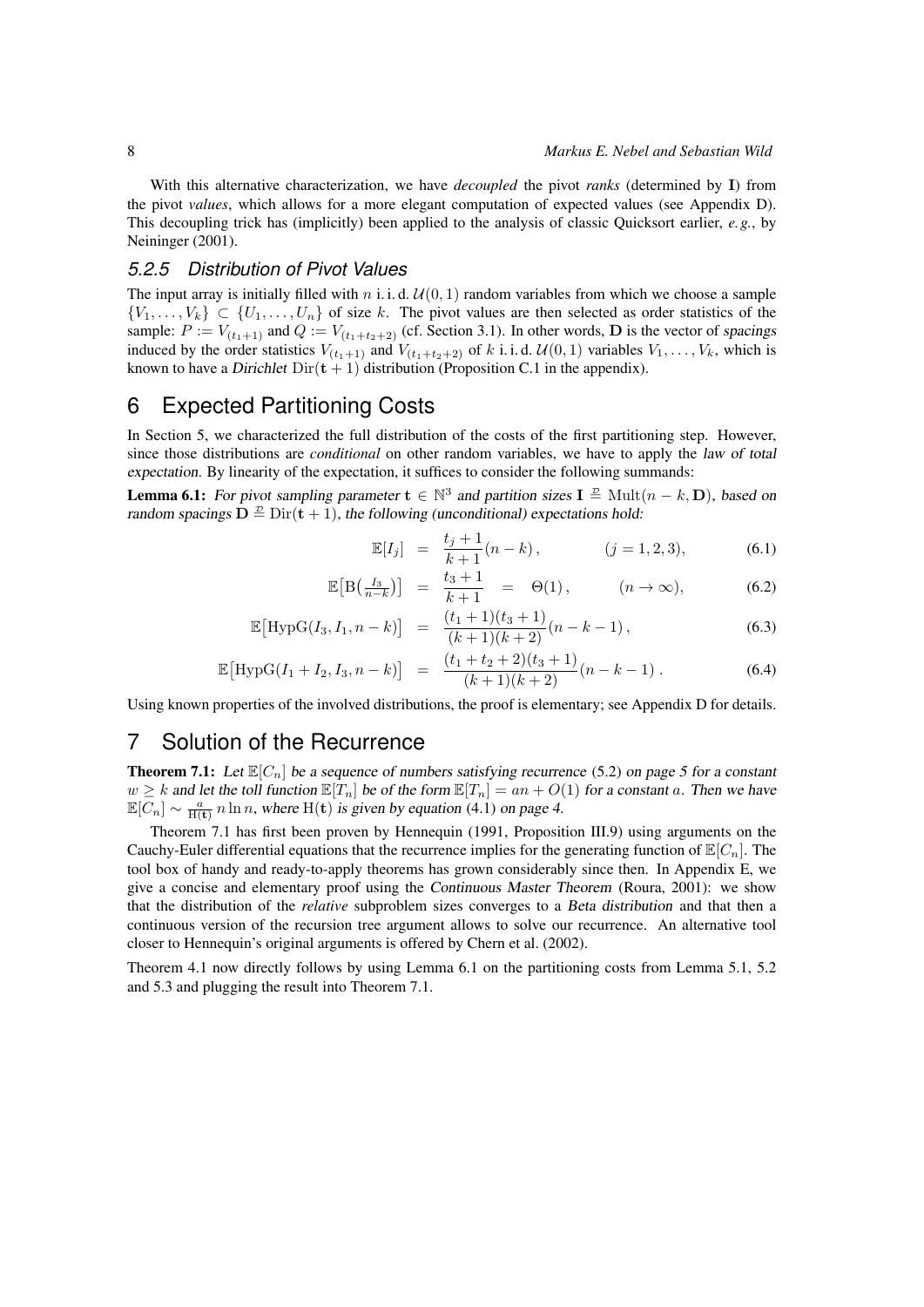With this alternative characterization, we have *decoupled* the pivot *ranks* (determined by $\mathbf{I}$) from the pivot *values*, which allows for a more elegant computation of expected values (see Appendix D). This decoupling trick has (implicitly) been applied to the analysis of classic Quicksort earlier, *e.g.*, by Neininger (2001).

### 5.2.5 Distribution of Pivot Values

The input array is initially filled with $n$ i. i. d. $\mathcal{U}(0,1)$ random variables from which we choose a sample $\{V_1,\ldots,V_k\} \subset \{U_1,\ldots,U_n\}$ of size $k$. The pivot values are then selected as order statistics of the sample: $P := V_{(t_1+1)}$ and $Q := V_{(t_1+t_2+2)}$ (cf. Section 3.1). In other words, $\mathbf{D}$ is the vector of *spacings* induced by the order statistics $V_{(t_1+1)}$ and $V_{(t_1+t_2+2)}$ of $k$ i. i. d. $\mathcal{U}(0,1)$ variables $V_1,\ldots,V_k$, which is known to have a *Dirichlet* $\mathrm{Dir}(\mathbf{t}+1)$ distribution (Proposition C.1 in the appendix).

## 6 Expected Partitioning Costs

In Section 5, we characterized the full distribution of the costs of the first partitioning step. However, since those distributions are *conditional* on other random variables, we have to apply the *law of total expectation*. By linearity of the expectation, it suffices to consider the following summands:

**Lemma 6.1:** *For pivot sampling parameter $\mathbf{t} \in \mathbb{N}^3$ and partition sizes $\mathbf{I} \stackrel{\mathcal{D}}{=} \mathrm{Mult}(n-k,\mathbf{D})$, based on random spacings $\mathbf{D} \stackrel{\mathcal{D}}{=} \mathrm{Dir}(\mathbf{t}+1)$, the following (unconditional) expectations hold:*

$$\mathbb{E}[I_j] \;=\; \frac{t_j+1}{k+1}(n-k)\,, \qquad (j=1,2,3), \tag{6.1}$$

$$\mathbb{E}\big[\mathrm{B}\big(\tfrac{I_3}{n-k}\big)\big] \;=\; \frac{t_3+1}{k+1} \;=\; \Theta(1)\,, \qquad (n\to\infty), \tag{6.2}$$

$$\mathbb{E}\big[\mathrm{HypG}(I_3,I_1,n-k)\big] \;=\; \frac{(t_1+1)(t_3+1)}{(k+1)(k+2)}(n-k-1)\,, \tag{6.3}$$

$$\mathbb{E}\big[\mathrm{HypG}(I_1+I_2,I_3,n-k)\big] \;=\; \frac{(t_1+t_2+2)(t_3+1)}{(k+1)(k+2)}(n-k-1)\,. \tag{6.4}$$

Using known properties of the involved distributions, the proof is elementary; see Appendix D for details.

## 7 Solution of the Recurrence

**Theorem 7.1:** *Let $\mathbb{E}[C_n]$ be a sequence of numbers satisfying recurrence (5.2) on page 5 for a constant $w \ge k$ and let the toll function $\mathbb{E}[T_n]$ be of the form $\mathbb{E}[T_n] = an + O(1)$ for a constant $a$. Then we have $\mathbb{E}[C_n] \sim \frac{a}{\mathrm{H}(\mathbf{t})}\, n\ln n$, where $\mathrm{H}(\mathbf{t})$ is given by equation (4.1) on page 4.*

Theorem 7.1 has first been proven by Hennequin (1991, Proposition III.9) using arguments on the Cauchy-Euler differential equations that the recurrence implies for the generating function of $\mathbb{E}[C_n]$. The tool box of handy and ready-to-apply theorems has grown considerably since then. In Appendix E, we give a concise and elementary proof using the *Continuous Master Theorem* (Roura, 2001): we show that the distribution of the *relative* subproblem sizes converges to a *Beta distribution* and that then a continuous version of the recursion tree argument allows to solve our recurrence. An alternative tool closer to Hennequin's original arguments is offered by Chern et al. (2002).

Theorem 4.1 now directly follows by using Lemma 6.1 on the partitioning costs from Lemma 5.1, 5.2 and 5.3 and plugging the result into Theorem 7.1.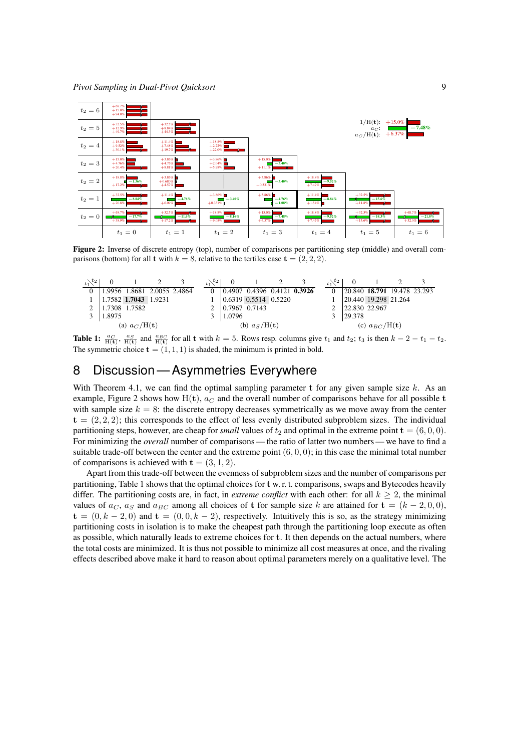**Figure 2:** Inverse of discrete entropy (top), number of comparisons per partitioning step (middle) and overall comparisons (bottom) for all $\mathbf{t}$ with $k = 8$, relative to the tertiles case $\mathbf{t} = (2, 2, 2)$.

(a) $a_C/\mathrm{H}(\mathbf{t})$

| $t_1 \backslash t_2$ | 0 | 1 | 2 | 3 |
|---|---|---|---|---|
| 0 | 1.9956 | 1.8681 | 2.0055 | 2.4864 |
| 1 | 1.7582 | **1.7043** | 1.9231 | |
| 2 | 1.7308 | 1.7582 | | |
| 3 | 1.8975 | | | |

(b) $a_S/\mathrm{H}(\mathbf{t})$

| $t_1 \backslash t_2$ | 0 | 1 | 2 | 3 |
|---|---|---|---|---|
| 0 | 0.4907 | 0.4396 | 0.4121 | **0.3926** |
| 1 | 0.6319 | 0.5514 | 0.5220 | |
| 2 | 0.7967 | 0.7143 | | |
| 3 | 1.0796 | | | |

(c) $a_{BC}/\mathrm{H}(\mathbf{t})$

| $t_1 \backslash t_2$ | 0 | 1 | 2 | 3 |
|---|---|---|---|---|
| 0 | 20.840 | **18.791** | 19.478 | 23.293 |
| 1 | 20.440 | 19.298 | 21.264 | |
| 2 | 22.830 | 22.967 | | |
| 3 | 29.378 | | | |

**Table 1:** $\frac{a_C}{\mathrm{H}(\mathbf{t})}$, $\frac{a_S}{\mathrm{H}(\mathbf{t})}$ and $\frac{a_{BC}}{\mathrm{H}(\mathbf{t})}$ for all $\mathbf{t}$ with $k = 5$. Rows resp. columns give $t_1$ and $t_2$; $t_3$ is then $k - 2 - t_1 - t_2$. The symmetric choice $\mathbf{t} = (1, 1, 1)$ is shaded, the minimum is printed in bold.

## 8 Discussion — Asymmetries Everywhere

With Theorem 4.1, we can find the optimal sampling parameter $\mathbf{t}$ for any given sample size $k$. As an example, Figure 2 shows how $\mathrm{H}(\mathbf{t})$, $a_C$ and the overall number of comparisons behave for all possible $\mathbf{t}$ with sample size $k = 8$: the discrete entropy decreases symmetrically as we move away from the center $\mathbf{t} = (2, 2, 2)$; this corresponds to the effect of less evenly distributed subproblem sizes. The individual partitioning steps, however, are cheap for *small* values of $t_2$ and optimal in the extreme point $\mathbf{t} = (6, 0, 0)$. For minimizing the *overall* number of comparisons — the ratio of latter two numbers — we have to find a suitable trade-off between the center and the extreme point $(6, 0, 0)$; in this case the minimal total number of comparisons is achieved with $\mathbf{t} = (3, 1, 2)$.

Apart from this trade-off between the evenness of subproblem sizes and the number of comparisons per partitioning, Table 1 shows that the optimal choices for $\mathbf{t}$ w. r. t. comparisons, swaps and Bytecodes heavily differ. The partitioning costs are, in fact, in *extreme conflict* with each other: for all $k \geq 2$, the minimal values of $a_C$, $a_S$ and $a_{BC}$ among all choices of $\mathbf{t}$ for sample size $k$ are attained for $\mathbf{t} = (k-2, 0, 0)$, $\mathbf{t} = (0, k-2, 0)$ and $\mathbf{t} = (0, 0, k-2)$, respectively. Intuitively this is so, as the strategy minimizing partitioning costs in isolation is to make the cheapest path through the partitioning loop execute as often as possible, which naturally leads to extreme choices for $\mathbf{t}$. It then depends on the actual numbers, where the total costs are minimized. It is thus not possible to minimize all cost measures at once, and the rivaling effects described above make it hard to reason about optimal parameters merely on a qualitative level. The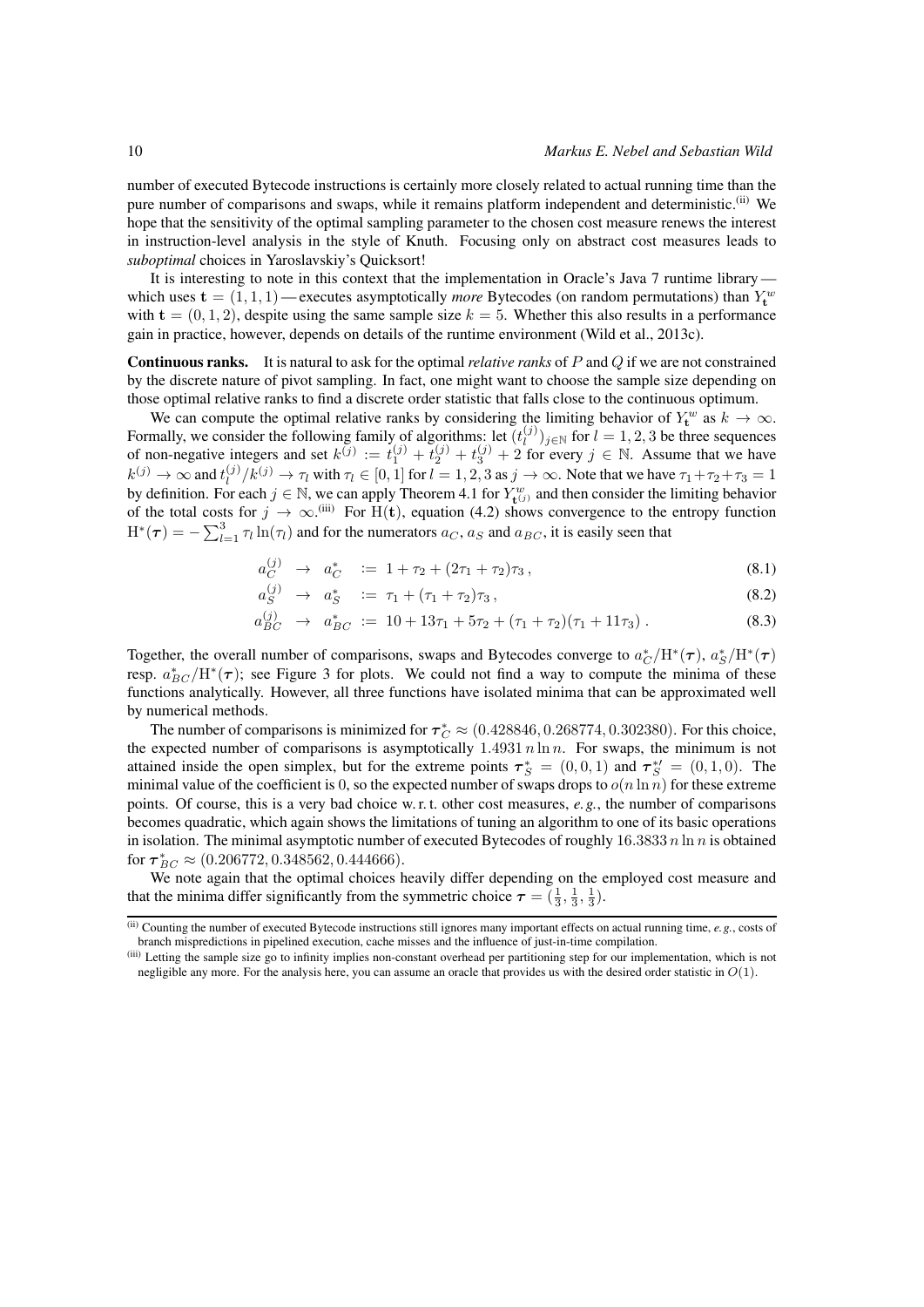number of executed Bytecode instructions is certainly more closely related to actual running time than the pure number of comparisons and swaps, while it remains platform independent and deterministic.[(ii)] We hope that the sensitivity of the optimal sampling parameter to the chosen cost measure renews the interest in instruction-level analysis in the style of Knuth. Focusing only on abstract cost measures leads to *suboptimal* choices in Yaroslavskiy's Quicksort!

It is interesting to note in this context that the implementation in Oracle's Java 7 runtime library — which uses $\mathbf{t} = (1,1,1)$ — executes asymptotically *more* Bytecodes (on random permutations) than $Y_{\mathbf{t}}^{w}$ with $\mathbf{t} = (0,1,2)$, despite using the same sample size $k = 5$. Whether this also results in a performance gain in practice, however, depends on details of the runtime environment (Wild et al., 2013c).

**Continuous ranks.** It is natural to ask for the optimal *relative ranks* of $P$ and $Q$ if we are not constrained by the discrete nature of pivot sampling. In fact, one might want to choose the sample size depending on those optimal relative ranks to find a discrete order statistic that falls close to the continuous optimum.

We can compute the optimal relative ranks by considering the limiting behavior of $Y_{\mathbf{t}}^{w}$ as $k \to \infty$. Formally, we consider the following family of algorithms: let $(t_l^{(j)})_{j\in\mathbb{N}}$ for $l = 1,2,3$ be three sequences of non-negative integers and set $k^{(j)} := t_1^{(j)} + t_2^{(j)} + t_3^{(j)} + 2$ for every $j \in \mathbb{N}$. Assume that we have $k^{(j)} \to \infty$ and $t_l^{(j)}/k^{(j)} \to \tau_l$ with $\tau_l \in [0,1]$ for $l = 1,2,3$ as $j \to \infty$. Note that we have $\tau_1+\tau_2+\tau_3 = 1$ by definition. For each $j \in \mathbb{N}$, we can apply Theorem 4.1 for $Y_{\mathbf{t}^{(j)}}^{w}$ and then consider the limiting behavior of the total costs for $j \to \infty$.[(iii)] For $\mathrm{H}(\mathbf{t})$, equation (4.2) shows convergence to the entropy function $\mathrm{H}^*(\boldsymbol{\tau}) = -\sum_{l=1}^{3} \tau_l \ln(\tau_l)$ and for the numerators $a_C$, $a_S$ and $a_{BC}$, it is easily seen that

$$
\begin{aligned}
a_C^{(j)} &\;\to\; a_C^* \;:=\; 1 + \tau_2 + (2\tau_1 + \tau_2)\tau_3\,, && (8.1)\\
a_S^{(j)} &\;\to\; a_S^* \;:=\; \tau_1 + (\tau_1 + \tau_2)\tau_3\,, && (8.2)\\
a_{BC}^{(j)} &\;\to\; a_{BC}^* \;:=\; 10 + 13\tau_1 + 5\tau_2 + (\tau_1 + \tau_2)(\tau_1 + 11\tau_3)\,. && (8.3)
\end{aligned}
$$

Together, the overall number of comparisons, swaps and Bytecodes converge to $a_C^*/\mathrm{H}^*(\boldsymbol{\tau})$, $a_S^*/\mathrm{H}^*(\boldsymbol{\tau})$ resp. $a_{BC}^*/\mathrm{H}^*(\boldsymbol{\tau})$; see Figure 3 for plots. We could not find a way to compute the minima of these functions analytically. However, all three functions have isolated minima that can be approximated well by numerical methods.

The number of comparisons is minimized for $\boldsymbol{\tau}_C^* \approx (0.428846, 0.268774, 0.302380)$. For this choice, the expected number of comparisons is asymptotically $1.4931\, n \ln n$. For swaps, the minimum is not attained inside the open simplex, but for the extreme points $\boldsymbol{\tau}_S^* = (0,0,1)$ and $\boldsymbol{\tau}_S^{*\prime} = (0,1,0)$. The minimal value of the coefficient is 0, so the expected number of swaps drops to $o(n \ln n)$ for these extreme points. Of course, this is a very bad choice w. r. t. other cost measures, *e. g.*, the number of comparisons becomes quadratic, which again shows the limitations of tuning an algorithm to one of its basic operations in isolation. The minimal asymptotic number of executed Bytecodes of roughly $16.3833\, n \ln n$ is obtained for $\boldsymbol{\tau}_{BC}^* \approx (0.206772, 0.348562, 0.444666)$.

We note again that the optimal choices heavily differ depending on the employed cost measure and that the minima differ significantly from the symmetric choice $\boldsymbol{\tau} = (\frac{1}{3}, \frac{1}{3}, \frac{1}{3})$.

---

[(ii)] Counting the number of executed Bytecode instructions still ignores many important effects on actual running time, *e. g.*, costs of branch mispredictions in pipelined execution, cache misses and the influence of just-in-time compilation.

[(iii)] Letting the sample size go to infinity implies non-constant overhead per partitioning step for our implementation, which is not negligible any more. For the analysis here, you can assume an oracle that provides us with the desired order statistic in $O(1)$.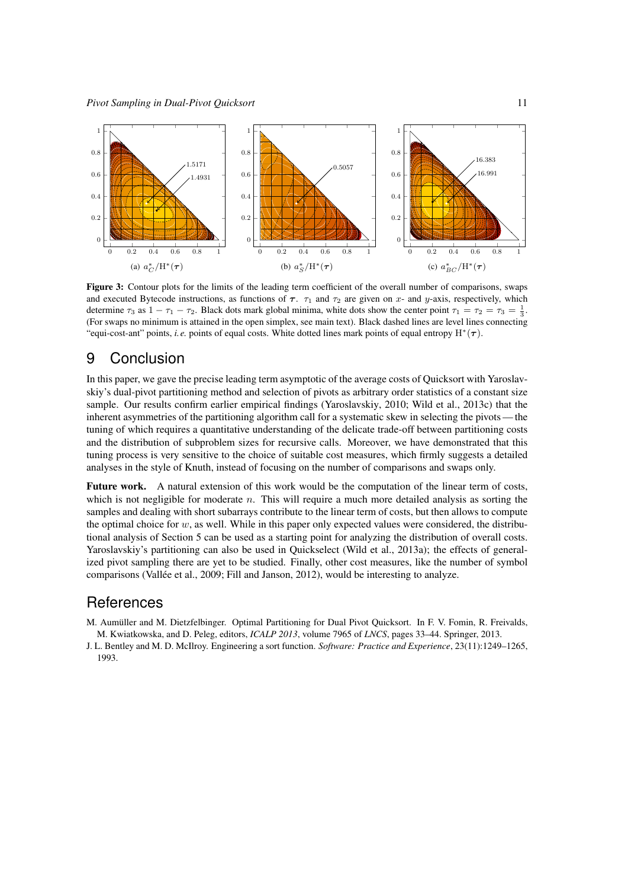**Figure 3:** Contour plots for the limits of the leading term coefficient of the overall number of comparisons, swaps and executed Bytecode instructions, as functions of $\boldsymbol{\tau}$. $\tau_1$ and $\tau_2$ are given on $x$- and $y$-axis, respectively, which determine $\tau_3$ as $1 - \tau_1 - \tau_2$. Black dots mark global minima, white dots show the center point $\tau_1 = \tau_2 = \tau_3 = \frac{1}{3}$. (For swaps no minimum is attained in the open simplex, see main text). Black dashed lines are level lines connecting "equi-cost-ant" points, *i.e.* points of equal costs. White dotted lines mark points of equal entropy $\mathrm{H}^*(\boldsymbol{\tau})$.

(a) $a_C^*/\mathrm{H}^*(\boldsymbol{\tau})$ (b) $a_S^*/\mathrm{H}^*(\boldsymbol{\tau})$ (c) $a_{BC}^*/\mathrm{H}^*(\boldsymbol{\tau})$

# 9 Conclusion

In this paper, we gave the precise leading term asymptotic of the average costs of Quicksort with Yaroslavskiy's dual-pivot partitioning method and selection of pivots as arbitrary order statistics of a constant size sample. Our results confirm earlier empirical findings (Yaroslavskiy, 2010; Wild et al., 2013c) that the inherent asymmetries of the partitioning algorithm call for a systematic skew in selecting the pivots — the tuning of which requires a quantitative understanding of the delicate trade-off between partitioning costs and the distribution of subproblem sizes for recursive calls. Moreover, we have demonstrated that this tuning process is very sensitive to the choice of suitable cost measures, which firmly suggests a detailed analyses in the style of Knuth, instead of focusing on the number of comparisons and swaps only.

**Future work.** A natural extension of this work would be the computation of the linear term of costs, which is not negligible for moderate $n$. This will require a much more detailed analysis as sorting the samples and dealing with short subarrays contribute to the linear term of costs, but then allows to compute the optimal choice for $w$, as well. While in this paper only expected values were considered, the distributional analysis of Section 5 can be used as a starting point for analyzing the distribution of overall costs. Yaroslavskiy's partitioning can also be used in Quickselect (Wild et al., 2013a); the effects of generalized pivot sampling there are yet to be studied. Finally, other cost measures, like the number of symbol comparisons (Vallée et al., 2009; Fill and Janson, 2012), would be interesting to analyze.

# References

M. Aumüller and M. Dietzfelbinger. Optimal Partitioning for Dual Pivot Quicksort. In F. V. Fomin, R. Freivalds, M. Kwiatkowska, and D. Peleg, editors, *ICALP 2013*, volume 7965 of *LNCS*, pages 33–44. Springer, 2013.

J. L. Bentley and M. D. McIlroy. Engineering a sort function. *Software: Practice and Experience*, 23(11):1249–1265, 1993.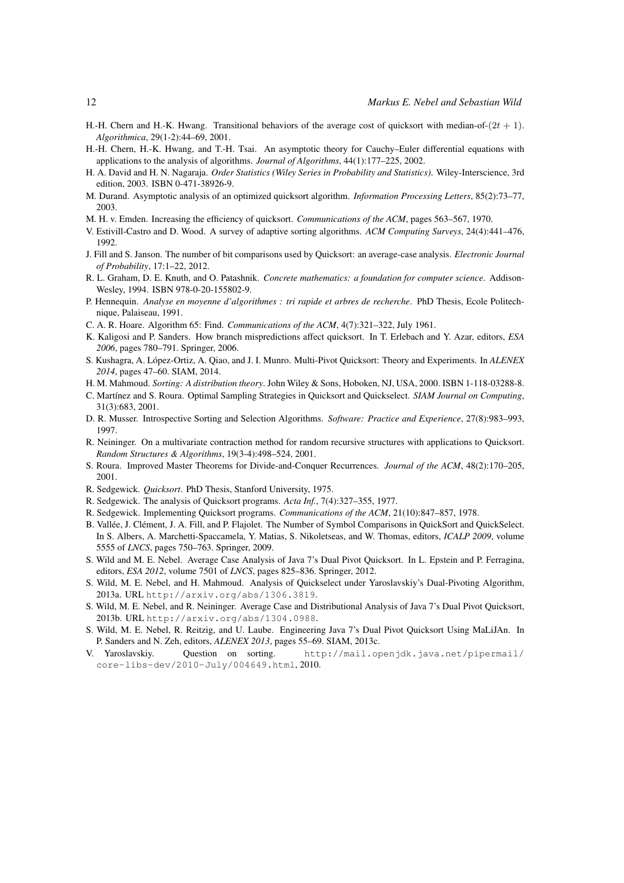H.-H. Chern and H.-K. Hwang. Transitional behaviors of the average cost of quicksort with median-of-$(2t+1)$. *Algorithmica*, 29(1-2):44–69, 2001.

H.-H. Chern, H.-K. Hwang, and T.-H. Tsai. An asymptotic theory for Cauchy–Euler differential equations with applications to the analysis of algorithms. *Journal of Algorithms*, 44(1):177–225, 2002.

H. A. David and H. N. Nagaraja. *Order Statistics (Wiley Series in Probability and Statistics)*. Wiley-Interscience, 3rd edition, 2003. ISBN 0-471-38926-9.

M. Durand. Asymptotic analysis of an optimized quicksort algorithm. *Information Processing Letters*, 85(2):73–77, 2003.

M. H. v. Emden. Increasing the efficiency of quicksort. *Communications of the ACM*, pages 563–567, 1970.

V. Estivill-Castro and D. Wood. A survey of adaptive sorting algorithms. *ACM Computing Surveys*, 24(4):441–476, 1992.

J. Fill and S. Janson. The number of bit comparisons used by Quicksort: an average-case analysis. *Electronic Journal of Probability*, 17:1–22, 2012.

R. L. Graham, D. E. Knuth, and O. Patashnik. *Concrete mathematics: a foundation for computer science*. Addison-Wesley, 1994. ISBN 978-0-20-155802-9.

P. Hennequin. *Analyse en moyenne d'algorithmes : tri rapide et arbres de recherche*. PhD Thesis, Ecole Politechnique, Palaiseau, 1991.

C. A. R. Hoare. Algorithm 65: Find. *Communications of the ACM*, 4(7):321–322, July 1961.

K. Kaligosi and P. Sanders. How branch mispredictions affect quicksort. In T. Erlebach and Y. Azar, editors, *ESA 2006*, pages 780–791. Springer, 2006.

S. Kushagra, A. López-Ortiz, A. Qiao, and J. I. Munro. Multi-Pivot Quicksort: Theory and Experiments. In *ALENEX 2014*, pages 47–60. SIAM, 2014.

H. M. Mahmoud. *Sorting: A distribution theory*. John Wiley & Sons, Hoboken, NJ, USA, 2000. ISBN 1-118-03288-8.

C. Martínez and S. Roura. Optimal Sampling Strategies in Quicksort and Quickselect. *SIAM Journal on Computing*, 31(3):683, 2001.

D. R. Musser. Introspective Sorting and Selection Algorithms. *Software: Practice and Experience*, 27(8):983–993, 1997.

R. Neininger. On a multivariate contraction method for random recursive structures with applications to Quicksort. *Random Structures & Algorithms*, 19(3-4):498–524, 2001.

S. Roura. Improved Master Theorems for Divide-and-Conquer Recurrences. *Journal of the ACM*, 48(2):170–205, 2001.

R. Sedgewick. *Quicksort*. PhD Thesis, Stanford University, 1975.

R. Sedgewick. The analysis of Quicksort programs. *Acta Inf.*, 7(4):327–355, 1977.

R. Sedgewick. Implementing Quicksort programs. *Communications of the ACM*, 21(10):847–857, 1978.

B. Vallée, J. Clément, J. A. Fill, and P. Flajolet. The Number of Symbol Comparisons in QuickSort and QuickSelect. In S. Albers, A. Marchetti-Spaccamela, Y. Matias, S. Nikoletseas, and W. Thomas, editors, *ICALP 2009*, volume 5555 of *LNCS*, pages 750–763. Springer, 2009.

S. Wild and M. E. Nebel. Average Case Analysis of Java 7's Dual Pivot Quicksort. In L. Epstein and P. Ferragina, editors, *ESA 2012*, volume 7501 of *LNCS*, pages 825–836. Springer, 2012.

S. Wild, M. E. Nebel, and H. Mahmoud. Analysis of Quickselect under Yaroslavskiy's Dual-Pivoting Algorithm, 2013a. URL `http://arxiv.org/abs/1306.3819`.

S. Wild, M. E. Nebel, and R. Neininger. Average Case and Distributional Analysis of Java 7's Dual Pivot Quicksort, 2013b. URL `http://arxiv.org/abs/1304.0988`.

S. Wild, M. E. Nebel, R. Reitzig, and U. Laube. Engineering Java 7's Dual Pivot Quicksort Using MaLiJAn. In P. Sanders and N. Zeh, editors, *ALENEX 2013*, pages 55–69. SIAM, 2013c.

V. Yaroslavskiy. Question on sorting. `http://mail.openjdk.java.net/pipermail/core-libs-dev/2010-July/004649.html`, 2010.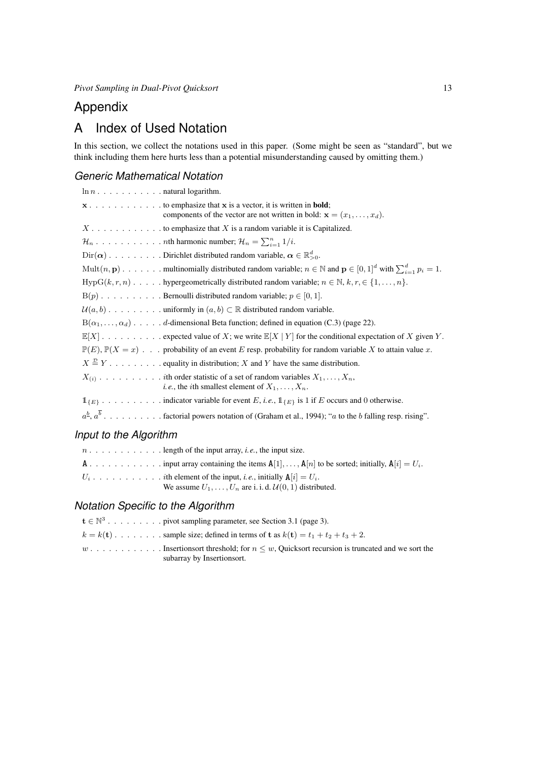# Appendix

# A Index of Used Notation

In this section, we collect the notations used in this paper. (Some might be seen as "standard", but we think including them here hurts less than a potential misunderstanding caused by omitting them.)

### *Generic Mathematical Notation*

$\ln n$ . . . . . . . . . . . natural logarithm.

$\mathbf{x}$ . . . . . . . . . . . to emphasize that $\mathbf{x}$ is a vector, it is written in **bold**; components of the vector are not written in bold: $\mathbf{x} = (x_1, \ldots, x_d)$.

$X$ . . . . . . . . . . . to emphasize that $X$ is a random variable it is Capitalized.

$\mathcal{H}_n$ . . . . . . . . . . . $n$th harmonic number; $\mathcal{H}_n = \sum_{i=1}^{n} 1/i$.

$\mathrm{Dir}(\boldsymbol{\alpha})$ . . . . . . . . . Dirichlet distributed random variable, $\boldsymbol{\alpha} \in \mathbb{R}_{>0}^d$.

$\mathrm{Mult}(n, \mathbf{p})$ . . . . . . . multinomially distributed random variable; $n \in \mathbb{N}$ and $\mathbf{p} \in [0,1]^d$ with $\sum_{i=1}^{d} p_i = 1$.

$\mathrm{HypG}(k, r, n)$ . . . . . hypergeometrically distributed random variable; $n \in \mathbb{N}$, $k, r, \in \{1, \ldots, n\}$.

$\mathrm{B}(p)$ . . . . . . . . . . Bernoulli distributed random variable; $p \in [0,1]$.

$\mathcal{U}(a, b)$ . . . . . . . . . uniformly in $(a, b) \subset \mathbb{R}$ distributed random variable.

$\mathrm{B}(\alpha_1, \ldots, \alpha_d)$ . . . . . $d$-dimensional Beta function; defined in equation (C.3) (page 22).

$\mathbb{E}[X]$ . . . . . . . . . . expected value of $X$; we write $\mathbb{E}[X \mid Y]$ for the conditional expectation of $X$ given $Y$.

$\mathbb{P}(E)$, $\mathbb{P}(X = x)$ . . . probability of an event $E$ resp. probability for random variable $X$ to attain value $x$.

$X \stackrel{\mathcal{D}}{=} Y$ . . . . . . . . . equality in distribution; $X$ and $Y$ have the same distribution.

$X_{(i)}$ . . . . . . . . . . $i$th order statistic of a set of random variables $X_1, \ldots, X_n$, *i.e.*, the $i$th smallest element of $X_1, \ldots, X_n$.

$\mathbb{1}_{\{E\}}$ . . . . . . . . . . indicator variable for event $E$, *i.e.*, $\mathbb{1}_{\{E\}}$ is 1 if $E$ occurs and 0 otherwise.

$a^{\underline{b}}$, $a^{\overline{b}}$ . . . . . . . . . . factorial powers notation of (Graham et al., 1994); "$a$ to the $b$ falling resp. rising".

### *Input to the Algorithm*

$n$ . . . . . . . . . . . . length of the input array, *i.e.*, the input size.

$\mathtt{A}$ . . . . . . . . . . . . input array containing the items $\mathtt{A}[1], \ldots, \mathtt{A}[n]$ to be sorted; initially, $\mathtt{A}[i] = U_i$.

$U_i$ . . . . . . . . . . . $i$th element of the input, *i.e.*, initially $\mathtt{A}[i] = U_i$. We assume $U_1, \ldots, U_n$ are i. i. d. $\mathcal{U}(0,1)$ distributed.

### *Notation Specific to the Algorithm*

$\mathbf{t} \in \mathbb{N}^3$ . . . . . . . . . pivot sampling parameter, see Section 3.1 (page 3).

$k = k(\mathbf{t})$ . . . . . . . . sample size; defined in terms of $\mathbf{t}$ as $k(\mathbf{t}) = t_1 + t_2 + t_3 + 2$.

$w$ . . . . . . . . . . . . Insertionsort threshold; for $n \leq w$, Quicksort recursion is truncated and we sort the subarray by Insertionsort.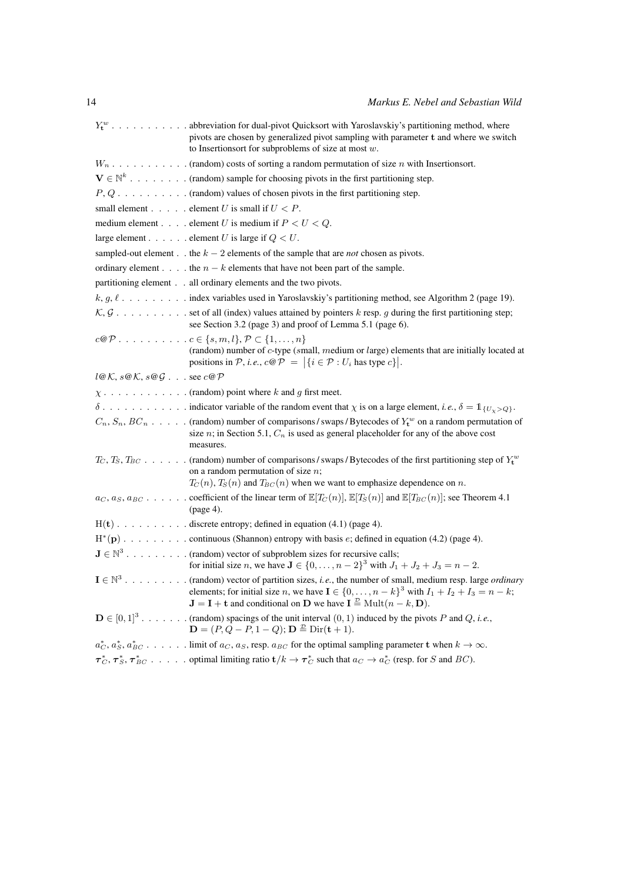$Y_{\mathbf{t}}^{w}$ . . . . . . . . . . . abbreviation for dual-pivot Quicksort with Yaroslavskiy's partitioning method, where pivots are chosen by generalized pivot sampling with parameter $\mathbf{t}$ and where we switch to Insertionsort for subproblems of size at most $w$.

$W_n$ . . . . . . . . . . . (random) costs of sorting a random permutation of size $n$ with Insertionsort.

$\mathbf{V} \in \mathbb{N}^k$ . . . . . . . . (random) sample for choosing pivots in the first partitioning step.

$P, Q$ . . . . . . . . . . (random) values of chosen pivots in the first partitioning step.

small element . . . . . element $U$ is small if $U < P$.

medium element . . . . element $U$ is medium if $P < U < Q$.

large element . . . . . . element $U$ is large if $Q < U$.

sampled-out element . . the $k-2$ elements of the sample that are *not* chosen as pivots.

ordinary element . . . . the $n-k$ elements that have not been part of the sample.

partitioning element . . all ordinary elements and the two pivots.

$k, g, \ell$ . . . . . . . . . index variables used in Yaroslavskiy's partitioning method, see Algorithm 2 (page 19).

$\mathcal{K}, \mathcal{G}$ . . . . . . . . . . set of all (index) values attained by pointers $k$ resp. $g$ during the first partitioning step; see Section 3.2 (page 3) and proof of Lemma 5.1 (page 6).

$c@\mathcal{P}$ . . . . . . . . . . $c \in \{s, m, l\}$, $\mathcal{P} \subset \{1, \ldots, n\}$
(random) number of $c$-type (*s*mall, *m*edium or *l*arge) elements that are initially located at positions in $\mathcal{P}$, *i.e.*, $c@\mathcal{P} = \left|\{i \in \mathcal{P} : U_i \text{ has type } c\}\right|$.

$l@\mathcal{K}$, $s@\mathcal{K}$, $s@\mathcal{G}$ . . . see $c@\mathcal{P}$

$\chi$ . . . . . . . . . . . . (random) point where $k$ and $g$ first meet.

$\delta$ . . . . . . . . . . . . indicator variable of the random event that $\chi$ is on a large element, *i.e.*, $\delta = \mathbb{1}_{\{U_\chi > Q\}}$.

$C_n, S_n, BC_n$ . . . . . (random) number of comparisons / swaps / Bytecodes of $Y_{\mathbf{t}}^{w}$ on a random permutation of size $n$; in Section 5.1, $C_n$ is used as general placeholder for any of the above cost measures.

$T_C, T_S, T_{BC}$ . . . . . . (random) number of comparisons / swaps / Bytecodes of the first partitioning step of $Y_{\mathbf{t}}^{w}$ on a random permutation of size $n$;
$T_C(n)$, $T_S(n)$ and $T_{BC}(n)$ when we want to emphasize dependence on $n$.

$a_C, a_S, a_{BC}$ . . . . . . coefficient of the linear term of $\mathbb{E}[T_C(n)]$, $\mathbb{E}[T_S(n)]$ and $\mathbb{E}[T_{BC}(n)]$; see Theorem 4.1 (page 4).

$\mathrm{H}(\mathbf{t})$ . . . . . . . . . . discrete entropy; defined in equation (4.1) (page 4).

$\mathrm{H}^*(\mathbf{p})$ . . . . . . . . . continuous (Shannon) entropy with basis $e$; defined in equation (4.2) (page 4).

$\mathbf{J} \in \mathbb{N}^3$ . . . . . . . . . (random) vector of subproblem sizes for recursive calls;
for initial size $n$, we have $\mathbf{J} \in \{0, \ldots, n-2\}^3$ with $J_1 + J_2 + J_3 = n - 2$.

$\mathbf{I} \in \mathbb{N}^3$ . . . . . . . . . (random) vector of partition sizes, *i.e.*, the number of small, medium resp. large *ordinary* elements; for initial size $n$, we have $\mathbf{I} \in \{0, \ldots, n-k\}^3$ with $I_1 + I_2 + I_3 = n - k$;
$\mathbf{J} = \mathbf{I} + \mathbf{t}$ and conditional on $\mathbf{D}$ we have $\mathbf{I} \overset{\mathcal{D}}{=} \mathrm{Mult}(n-k, \mathbf{D})$.

$\mathbf{D} \in [0,1]^3$ . . . . . . . (random) spacings of the unit interval $(0,1)$ induced by the pivots $P$ and $Q$, *i.e.*, $\mathbf{D} = (P, Q-P, 1-Q)$; $\mathbf{D} \overset{\mathcal{D}}{=} \mathrm{Dir}(\mathbf{t}+1)$.

$a_C^*, a_S^*, a_{BC}^*$ . . . . . . limit of $a_C$, $a_S$, resp. $a_{BC}$ for the optimal sampling parameter $\mathbf{t}$ when $k \to \infty$.

$\boldsymbol{\tau}_C^*, \boldsymbol{\tau}_S^*, \boldsymbol{\tau}_{BC}^*$ . . . . . optimal limiting ratio $\mathbf{t}/k \to \boldsymbol{\tau}_C^*$ such that $a_C \to a_C^*$ (resp. for $S$ and $BC$).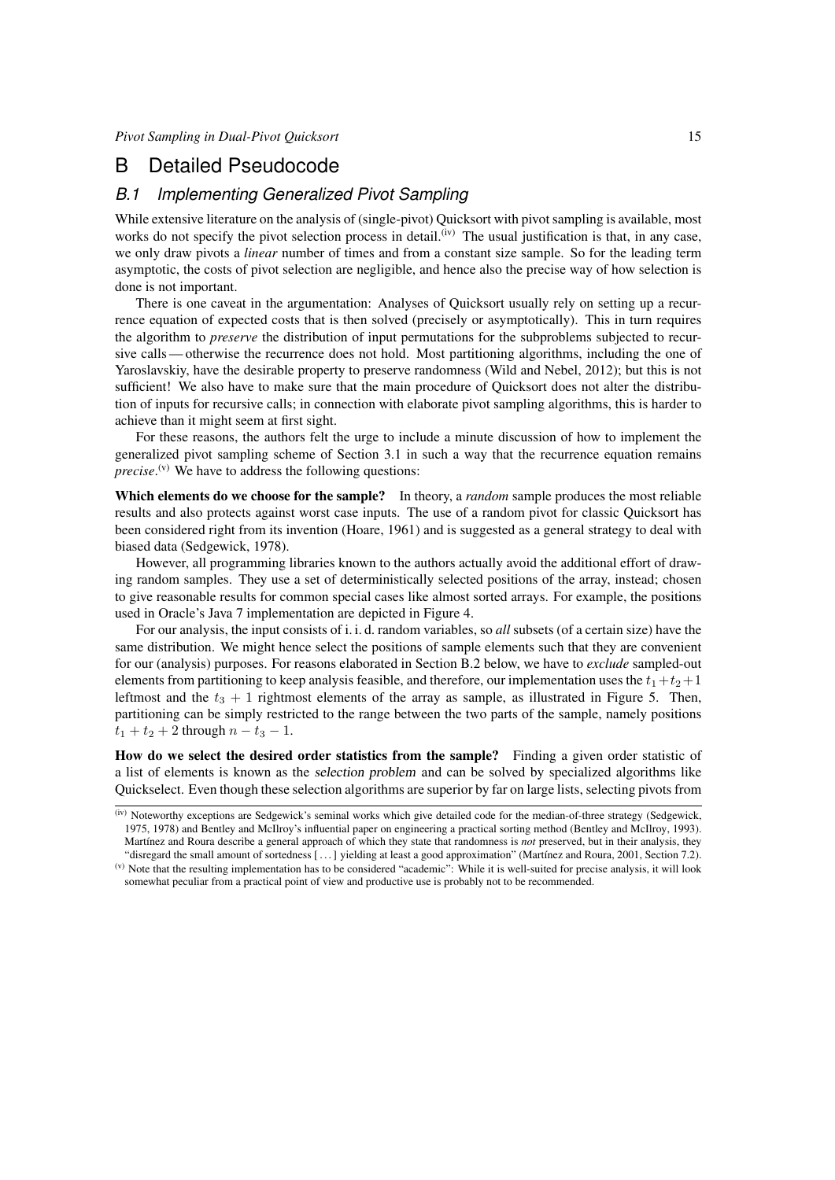# B Detailed Pseudocode

## B.1 Implementing Generalized Pivot Sampling

While extensive literature on the analysis of (single-pivot) Quicksort with pivot sampling is available, most works do not specify the pivot selection process in detail.[(iv)] The usual justification is that, in any case, we only draw pivots a *linear* number of times and from a constant size sample. So for the leading term asymptotic, the costs of pivot selection are negligible, and hence also the precise way of how selection is done is not important.

There is one caveat in the argumentation: Analyses of Quicksort usually rely on setting up a recurrence equation of expected costs that is then solved (precisely or asymptotically). This in turn requires the algorithm to *preserve* the distribution of input permutations for the subproblems subjected to recursive calls — otherwise the recurrence does not hold. Most partitioning algorithms, including the one of Yaroslavskiy, have the desirable property to preserve randomness (Wild and Nebel, 2012); but this is not sufficient! We also have to make sure that the main procedure of Quicksort does not alter the distribution of inputs for recursive calls; in connection with elaborate pivot sampling algorithms, this is harder to achieve than it might seem at first sight.

For these reasons, the authors felt the urge to include a minute discussion of how to implement the generalized pivot sampling scheme of Section 3.1 in such a way that the recurrence equation remains *precise*.[(v)] We have to address the following questions:

**Which elements do we choose for the sample?** In theory, a *random* sample produces the most reliable results and also protects against worst case inputs. The use of a random pivot for classic Quicksort has been considered right from its invention (Hoare, 1961) and is suggested as a general strategy to deal with biased data (Sedgewick, 1978).

However, all programming libraries known to the authors actually avoid the additional effort of drawing random samples. They use a set of deterministically selected positions of the array, instead; chosen to give reasonable results for common special cases like almost sorted arrays. For example, the positions used in Oracle's Java 7 implementation are depicted in Figure 4.

For our analysis, the input consists of i. i. d. random variables, so *all* subsets (of a certain size) have the same distribution. We might hence select the positions of sample elements such that they are convenient for our (analysis) purposes. For reasons elaborated in Section B.2 below, we have to *exclude* sampled-out elements from partitioning to keep analysis feasible, and therefore, our implementation uses the $t_1+t_2+1$ leftmost and the $t_3+1$ rightmost elements of the array as sample, as illustrated in Figure 5. Then, partitioning can be simply restricted to the range between the two parts of the sample, namely positions $t_1+t_2+2$ through $n-t_3-1$.

**How do we select the desired order statistics from the sample?** Finding a given order statistic of a list of elements is known as the *selection problem* and can be solved by specialized algorithms like Quickselect. Even though these selection algorithms are superior by far on large lists, selecting pivots from

---

(iv) Noteworthy exceptions are Sedgewick's seminal works which give detailed code for the median-of-three strategy (Sedgewick, 1975, 1978) and Bentley and McIlroy's influential paper on engineering a practical sorting method (Bentley and McIlroy, 1993). Martínez and Roura describe a general approach of which they state that randomness is *not* preserved, but in their analysis, they "disregard the small amount of sortedness [ . . . ] yielding at least a good approximation" (Martínez and Roura, 2001, Section 7.2).

(v) Note that the resulting implementation has to be considered "academic": While it is well-suited for precise analysis, it will look somewhat peculiar from a practical point of view and productive use is probably not to be recommended.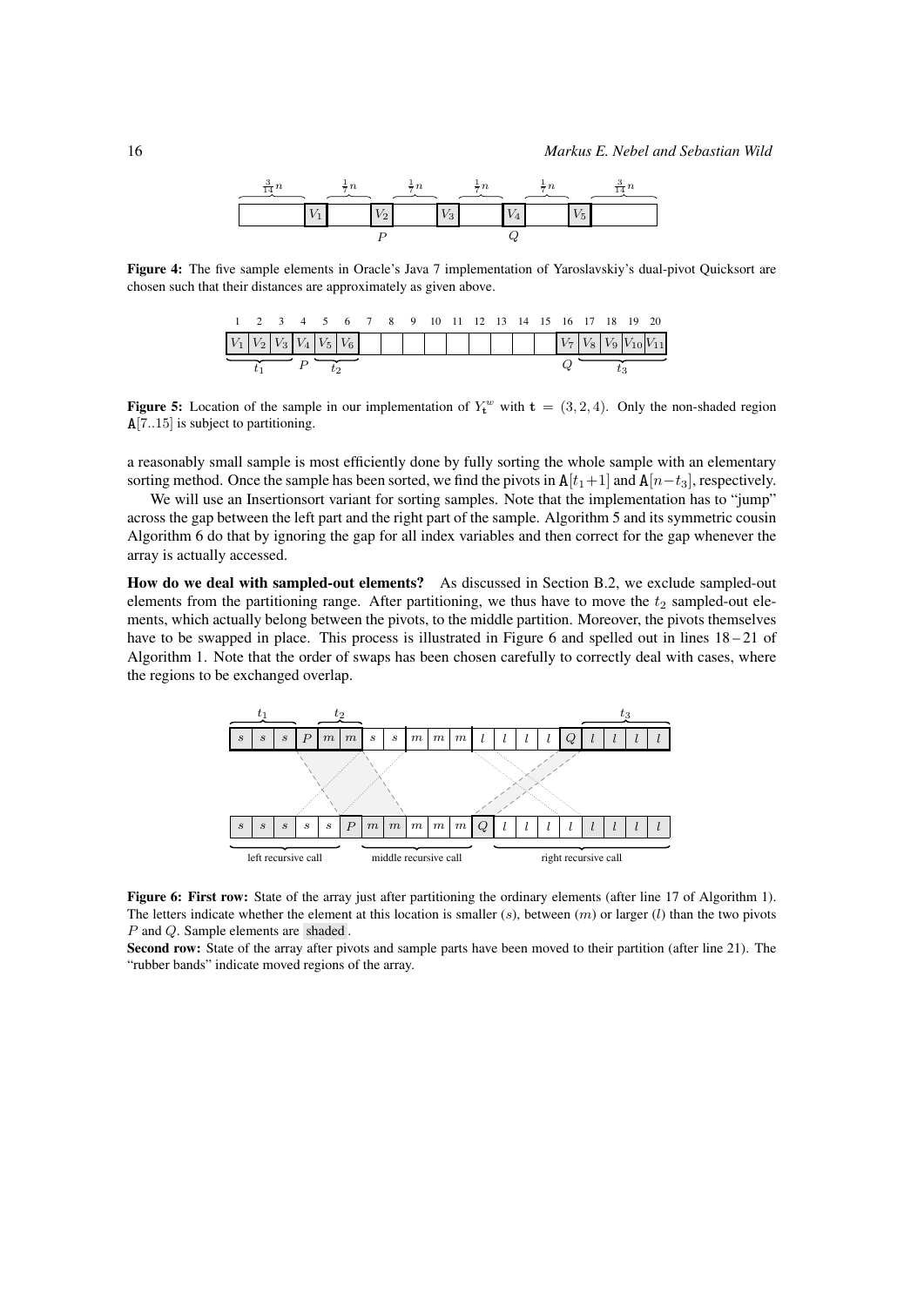Figure 4: The five sample elements in Oracle's Java 7 implementation of Yaroslavskiy's dual-pivot Quicksort are chosen such that their distances are approximately as given above.

Figure 5: Location of the sample in our implementation of $Y_{\mathbf{t}}^{w}$ with $\mathbf{t} = (3, 2, 4)$. Only the non-shaded region $\mathtt{A}[7..15]$ is subject to partitioning.

a reasonably small sample is most efficiently done by fully sorting the whole sample with an elementary sorting method. Once the sample has been sorted, we find the pivots in $\mathtt{A}[t_1+1]$ and $\mathtt{A}[n-t_3]$, respectively.

We will use an Insertionsort variant for sorting samples. Note that the implementation has to "jump" across the gap between the left part and the right part of the sample. Algorithm 5 and its symmetric cousin Algorithm 6 do that by ignoring the gap for all index variables and then correct for the gap whenever the array is actually accessed.

**How do we deal with sampled-out elements?** As discussed in Section B.2, we exclude sampled-out elements from the partitioning range. After partitioning, we thus have to move the $t_2$ sampled-out elements, which actually belong between the pivots, to the middle partition. Moreover, the pivots themselves have to be swapped in place. This process is illustrated in Figure 6 and spelled out in lines 18 – 21 of Algorithm 1. Note that the order of swaps has been chosen carefully to correctly deal with cases, where the regions to be exchanged overlap.

Figure 6: **First row:** State of the array just after partitioning the ordinary elements (after line 17 of Algorithm 1). The letters indicate whether the element at this location is smaller ($s$), between ($m$) or larger ($l$) than the two pivots $P$ and $Q$. Sample elements are shaded.

**Second row:** State of the array after pivots and sample parts have been moved to their partition (after line 21). The "rubber bands" indicate moved regions of the array.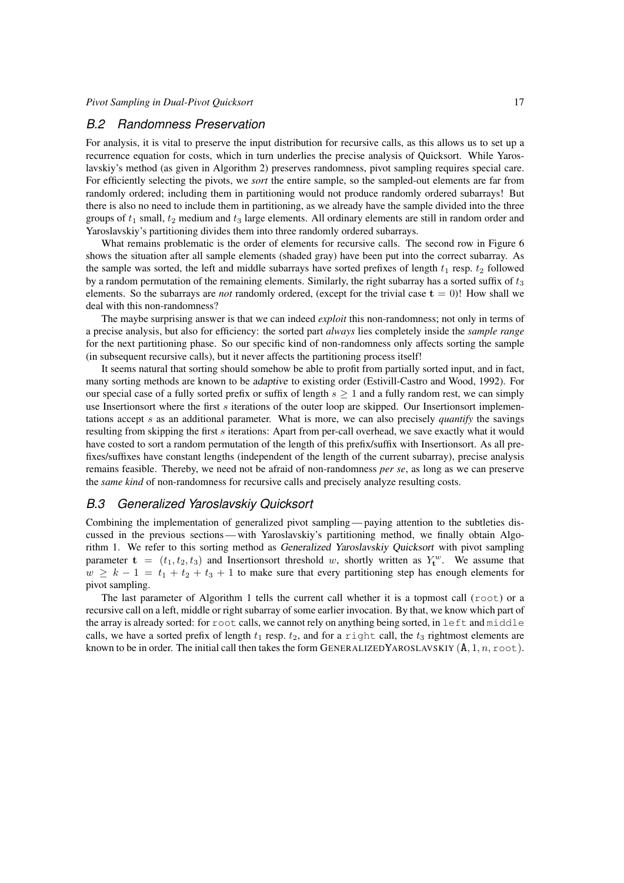## *B.2 Randomness Preservation*

For analysis, it is vital to preserve the input distribution for recursive calls, as this allows us to set up a recurrence equation for costs, which in turn underlies the precise analysis of Quicksort. While Yaroslavskiy's method (as given in Algorithm 2) preserves randomness, pivot sampling requires special care. For efficiently selecting the pivots, we *sort* the entire sample, so the sampled-out elements are far from randomly ordered; including them in partitioning would not produce randomly ordered subarrays! But there is also no need to include them in partitioning, as we already have the sample divided into the three groups of $t_1$ small, $t_2$ medium and $t_3$ large elements. All ordinary elements are still in random order and Yaroslavskiy's partitioning divides them into three randomly ordered subarrays.

What remains problematic is the order of elements for recursive calls. The second row in Figure 6 shows the situation after all sample elements (shaded gray) have been put into the correct subarray. As the sample was sorted, the left and middle subarrays have sorted prefixes of length $t_1$ resp. $t_2$ followed by a random permutation of the remaining elements. Similarly, the right subarray has a sorted suffix of $t_3$ elements. So the subarrays are *not* randomly ordered, (except for the trivial case $\mathbf{t} = 0$)! How shall we deal with this non-randomness?

The maybe surprising answer is that we can indeed *exploit* this non-randomness; not only in terms of a precise analysis, but also for efficiency: the sorted part *always* lies completely inside the *sample range* for the next partitioning phase. So our specific kind of non-randomness only affects sorting the sample (in subsequent recursive calls), but it never affects the partitioning process itself!

It seems natural that sorting should somehow be able to profit from partially sorted input, and in fact, many sorting methods are known to be adaptive to existing order (Estivill-Castro and Wood, 1992). For our special case of a fully sorted prefix or suffix of length $s \geq 1$ and a fully random rest, we can simply use Insertionsort where the first $s$ iterations of the outer loop are skipped. Our Insertionsort implementations accept $s$ as an additional parameter. What is more, we can also precisely *quantify* the savings resulting from skipping the first $s$ iterations: Apart from per-call overhead, we save exactly what it would have costed to sort a random permutation of the length of this prefix/suffix with Insertionsort. As all prefixes/suffixes have constant lengths (independent of the length of the current subarray), precise analysis remains feasible. Thereby, we need not be afraid of non-randomness *per se*, as long as we can preserve the *same kind* of non-randomness for recursive calls and precisely analyze resulting costs.

## *B.3 Generalized Yaroslavskiy Quicksort*

Combining the implementation of generalized pivot sampling — paying attention to the subtleties discussed in the previous sections — with Yaroslavskiy's partitioning method, we finally obtain Algorithm 1. We refer to this sorting method as *Generalized Yaroslavskiy Quicksort* with pivot sampling parameter $\mathbf{t} = (t_1, t_2, t_3)$ and Insertionsort threshold $w$, shortly written as $Y_{\mathbf{t}}^{w}$. We assume that $w \geq k - 1 = t_1 + t_2 + t_3 + 1$ to make sure that every partitioning step has enough elements for pivot sampling.

The last parameter of Algorithm 1 tells the current call whether it is a topmost call (`root`) or a recursive call on a left, middle or right subarray of some earlier invocation. By that, we know which part of the array is already sorted: for `root` calls, we cannot rely on anything being sorted, in `left` and `middle` calls, we have a sorted prefix of length $t_1$ resp. $t_2$, and for a `right` call, the $t_3$ rightmost elements are known to be in order. The initial call then takes the form GENERALIZEDYAROSLAVSKIY $(\mathbf{A}, 1, n, \texttt{root})$.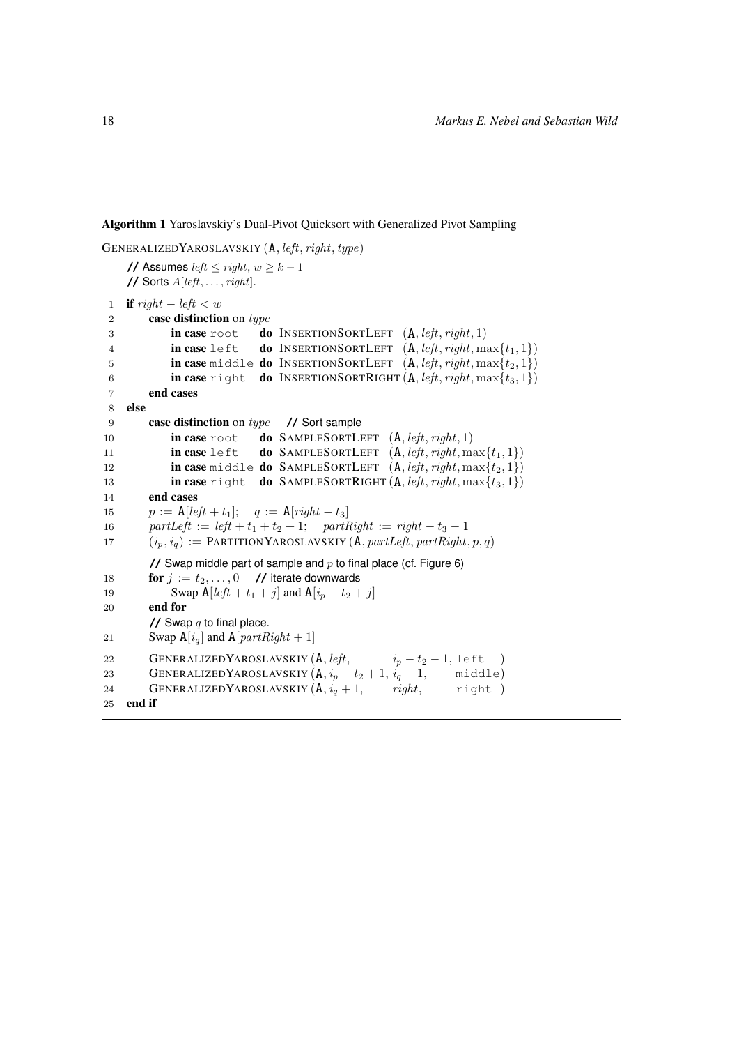**Algorithm 1** Yaroslavskiy's Dual-Pivot Quicksort with Generalized Pivot Sampling

```
GENERALIZEDYAROSLAVSKIY (A, left, right, type)
    // Assumes left ≤ right, w ≥ k − 1
    // Sorts A[left, . . . , right].
 1  if right − left < w
 2      case distinction on type
 3          in case root    do INSERTIONSORTLEFT  (A, left, right, 1)
 4          in case left    do INSERTIONSORTLEFT  (A, left, right, max{t1, 1})
 5          in case middle  do INSERTIONSORTLEFT  (A, left, right, max{t2, 1})
 6          in case right   do INSERTIONSORTRIGHT (A, left, right, max{t3, 1})
 7      end cases
 8  else
 9      case distinction on type    // Sort sample
10          in case root    do SAMPLESORTLEFT  (A, left, right, 1)
11          in case left    do SAMPLESORTLEFT  (A, left, right, max{t1, 1})
12          in case middle  do SAMPLESORTLEFT  (A, left, right, max{t2, 1})
13          in case right   do SAMPLESORTRIGHT (A, left, right, max{t3, 1})
14      end cases
15      p := A[left + t1];    q := A[right − t3]
16      partLeft := left + t1 + t2 + 1;    partRight := right − t3 − 1
17      (ip, iq) := PARTITIONYAROSLAVSKIY (A, partLeft, partRight, p, q)
        // Swap middle part of sample and p to final place (cf. Figure 6)
18      for j := t2, . . . , 0    // iterate downwards
19          Swap A[left + t1 + j] and A[ip − t2 + j]
20      end for
        // Swap q to final place.
21      Swap A[iq] and A[partRight + 1]
22      GENERALIZEDYAROSLAVSKIY (A, left,          ip − t2 − 1, left  )
23      GENERALIZEDYAROSLAVSKIY (A, ip − t2 + 1, iq − 1,      middle)
24      GENERALIZEDYAROSLAVSKIY (A, iq + 1,       right,       right )
25  end if
```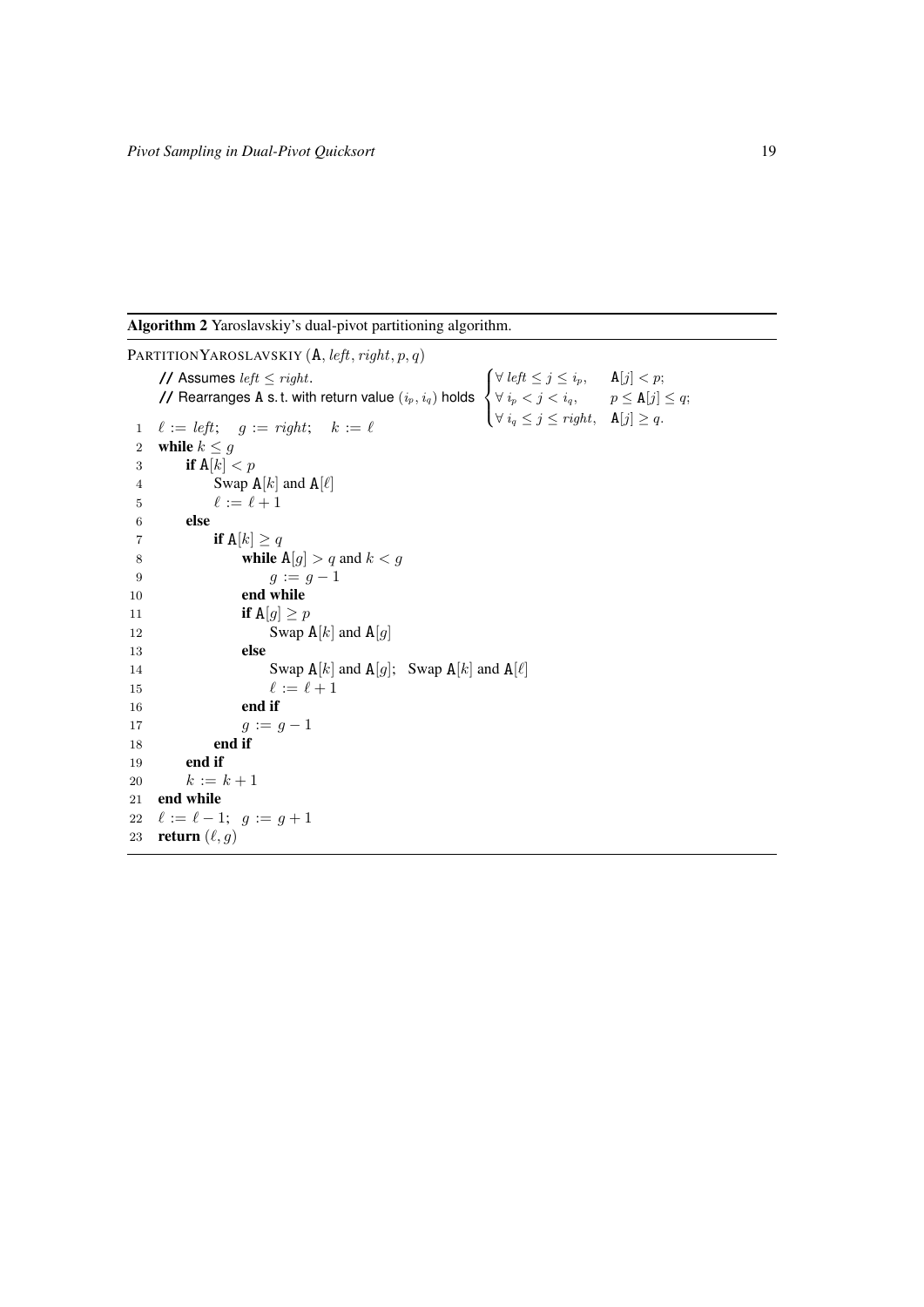**Algorithm 2** Yaroslavskiy's dual-pivot partitioning algorithm.

```
PartitionYaroslavskiy (A, left, right, p, q)
    // Assumes left ≤ right.
    // Rearranges A s. t. with return value (i_p, i_q) holds
    //     ∀ left ≤ j ≤ i_p,    A[j] < p;
    //     ∀ i_p < j < i_q,     p ≤ A[j] ≤ q;
    //     ∀ i_q ≤ j ≤ right,   A[j] ≥ q.
 1  ℓ := left;   g := right;   k := ℓ
 2  while k ≤ g
 3      if A[k] < p
 4          Swap A[k] and A[ℓ]
 5          ℓ := ℓ + 1
 6      else
 7          if A[k] ≥ q
 8              while A[g] > q and k < g
 9                  g := g − 1
10              end while
11              if A[g] ≥ p
12                  Swap A[k] and A[g]
13              else
14                  Swap A[k] and A[g];   Swap A[k] and A[ℓ]
15                  ℓ := ℓ + 1
16              end if
17              g := g − 1
18          end if
19      end if
20      k := k + 1
21  end while
22  ℓ := ℓ − 1;   g := g + 1
23  return (ℓ, g)
```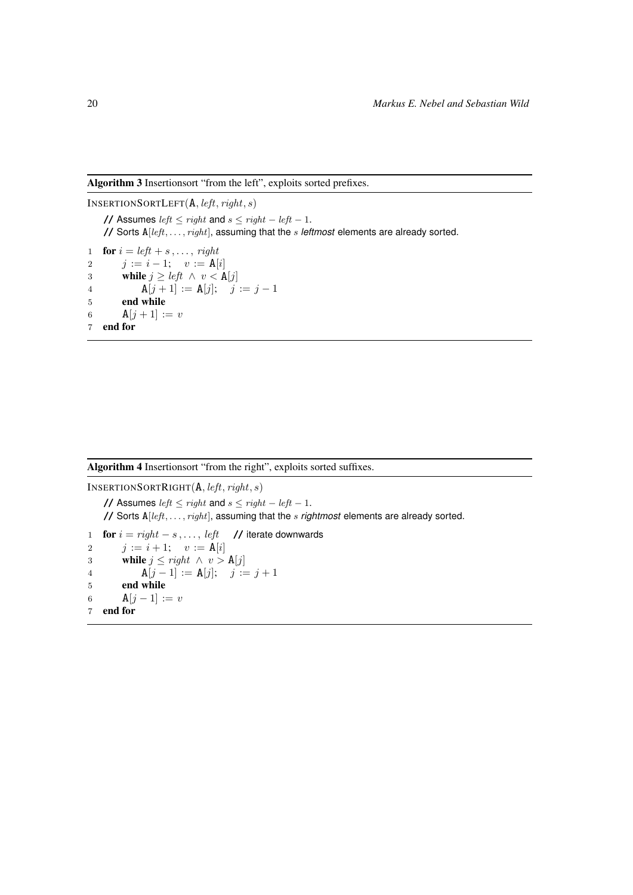**Algorithm 3** Insertionsort "from the left", exploits sorted prefixes.

```
InsertionSortLeft(A, left, right, s)
   // Assumes left ≤ right and s ≤ right − left − 1.
   // Sorts A[left, ..., right], assuming that the s leftmost elements are already sorted.
1  for i = left + s , ... , right
2      j := i − 1;    v := A[i]
3      while j ≥ left ∧ v < A[j]
4          A[j + 1] := A[j];    j := j − 1
5      end while
6      A[j + 1] := v
7  end for
```

**Algorithm 4** Insertionsort "from the right", exploits sorted suffixes.

```
InsertionSortRight(A, left, right, s)
   // Assumes left ≤ right and s ≤ right − left − 1.
   // Sorts A[left, ..., right], assuming that the s rightmost elements are already sorted.
1  for i = right − s , ... , left    // iterate downwards
2      j := i + 1;    v := A[i]
3      while j ≤ right ∧ v > A[j]
4          A[j − 1] := A[j];    j := j + 1
5      end while
6      A[j − 1] := v
7  end for
```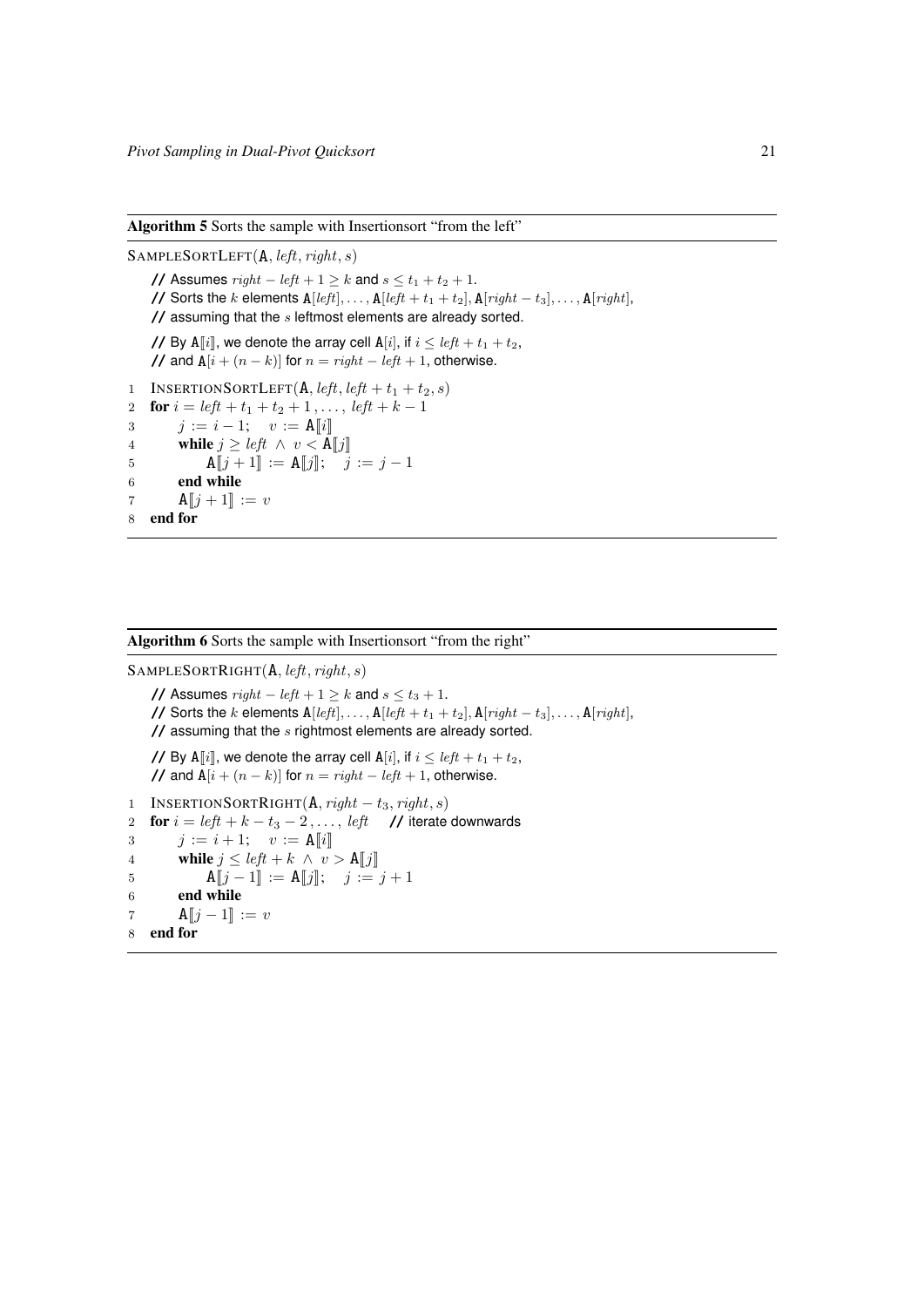**Algorithm 5** Sorts the sample with Insertionsort "from the left"

```
SampleSortLeft(A, left, right, s)
    // Assumes right − left + 1 ≥ k and s ≤ t_1 + t_2 + 1.
    // Sorts the k elements A[left], ..., A[left + t_1 + t_2], A[right − t_3], ..., A[right],
    // assuming that the s leftmost elements are already sorted.

    // By A⟦i⟧, we denote the array cell A[i], if i ≤ left + t_1 + t_2,
    // and A[i + (n − k)] for n = right − left + 1, otherwise.

1  InsertionSortLeft(A, left, left + t_1 + t_2, s)
2  for i = left + t_1 + t_2 + 1, ..., left + k − 1
3      j := i − 1;   v := A⟦i⟧
4      while j ≥ left ∧ v < A⟦j⟧
5          A⟦j + 1⟧ := A⟦j⟧;   j := j − 1
6      end while
7      A⟦j + 1⟧ := v
8  end for
```

**Algorithm 6** Sorts the sample with Insertionsort "from the right"

```
SampleSortRight(A, left, right, s)
    // Assumes right − left + 1 ≥ k and s ≤ t_3 + 1.
    // Sorts the k elements A[left], ..., A[left + t_1 + t_2], A[right − t_3], ..., A[right],
    // assuming that the s rightmost elements are already sorted.

    // By A⟦i⟧, we denote the array cell A[i], if i ≤ left + t_1 + t_2,
    // and A[i + (n − k)] for n = right − left + 1, otherwise.

1  InsertionSortRight(A, right − t_3, right, s)
2  for i = left + k − t_3 − 2, ..., left    // iterate downwards
3      j := i + 1;   v := A⟦i⟧
4      while j ≤ left + k ∧ v > A⟦j⟧
5          A⟦j − 1⟧ := A⟦j⟧;   j := j + 1
6      end while
7      A⟦j − 1⟧ := v
8  end for
```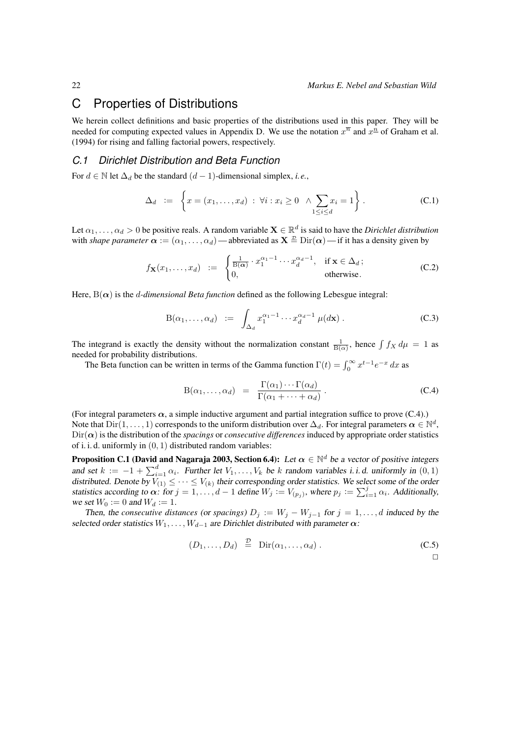# C Properties of Distributions

We herein collect definitions and basic properties of the distributions used in this paper. They will be needed for computing expected values in Appendix D. We use the notation $x^{\overline{n}}$ and $x^{\underline{n}}$ of Graham et al. (1994) for rising and falling factorial powers, respectively.

## C.1 Dirichlet Distribution and Beta Function

For $d \in \mathbb{N}$ let $\Delta_d$ be the standard $(d-1)$-dimensional simplex, *i.e.*,

$$\Delta_d \;:=\; \left\{ x = (x_1, \ldots, x_d) \;:\; \forall i : x_i \geq 0 \;\wedge \sum_{1 \leq i \leq d} x_i = 1 \right\}. \tag{C.1}$$

Let $\alpha_1, \ldots, \alpha_d > 0$ be positive reals. A random variable $\mathbf{X} \in \mathbb{R}^d$ is said to have the *Dirichlet distribution* with *shape parameter* $\boldsymbol{\alpha} := (\alpha_1, \ldots, \alpha_d)$ — abbreviated as $\mathbf{X} \overset{\mathcal{D}}{=} \mathrm{Dir}(\boldsymbol{\alpha})$ — if it has a density given by

$$f_{\mathbf{X}}(x_1, \ldots, x_d) \;:=\; \begin{cases} \frac{1}{\mathrm{B}(\boldsymbol{\alpha})} \cdot x_1^{\alpha_1 - 1} \cdots x_d^{\alpha_d - 1}, & \text{if } \mathbf{x} \in \Delta_d\,; \\ 0, & \text{otherwise}. \end{cases} \tag{C.2}$$

Here, $\mathrm{B}(\boldsymbol{\alpha})$ is the *$d$-dimensional Beta function* defined as the following Lebesgue integral:

$$\mathrm{B}(\alpha_1, \ldots, \alpha_d) \;:=\; \int_{\Delta_d} x_1^{\alpha_1 - 1} \cdots x_d^{\alpha_d - 1} \, \mu(d\mathbf{x}). \tag{C.3}$$

The integrand is exactly the density without the normalization constant $\frac{1}{\mathrm{B}(\alpha)}$, hence $\int f_X \, d\mu = 1$ as needed for probability distributions.

The Beta function can be written in terms of the Gamma function $\Gamma(t) = \int_0^\infty x^{t-1} e^{-x} \, dx$ as

$$\mathrm{B}(\alpha_1, \ldots, \alpha_d) \;=\; \frac{\Gamma(\alpha_1) \cdots \Gamma(\alpha_d)}{\Gamma(\alpha_1 + \cdots + \alpha_d)}. \tag{C.4}$$

(For integral parameters $\boldsymbol{\alpha}$, a simple inductive argument and partial integration suffice to prove (C.4).) Note that $\mathrm{Dir}(1, \ldots, 1)$ corresponds to the uniform distribution over $\Delta_d$. For integral parameters $\boldsymbol{\alpha} \in \mathbb{N}^d$, $\mathrm{Dir}(\boldsymbol{\alpha})$ is the distribution of the *spacings* or *consecutive differences* induced by appropriate order statistics of i. i. d. uniformly in $(0, 1)$ distributed random variables:

**Proposition C.1 (David and Nagaraja 2003, Section 6.4):** *Let $\boldsymbol{\alpha} \in \mathbb{N}^d$ be a vector of positive integers and set $k := -1 + \sum_{i=1}^d \alpha_i$. Further let $V_1, \ldots, V_k$ be $k$ random variables i. i. d. uniformly in $(0, 1)$ distributed. Denote by $V_{(1)} \leq \cdots \leq V_{(k)}$ their corresponding order statistics. We select some of the order statistics according to $\boldsymbol{\alpha}$: for $j = 1, \ldots, d-1$ define $W_j := V_{(p_j)}$, where $p_j := \sum_{i=1}^j \alpha_i$. Additionally, we set $W_0 := 0$ and $W_d := 1$.*

*Then, the consecutive distances (or spacings) $D_j := W_j - W_{j-1}$ for $j = 1, \ldots, d$ induced by the selected order statistics $W_1, \ldots, W_{d-1}$ are Dirichlet distributed with parameter $\boldsymbol{\alpha}$:*

$$(D_1, \ldots, D_d) \;\overset{\mathcal{D}}{=}\; \mathrm{Dir}(\alpha_1, \ldots, \alpha_d). \tag{C.5}$$

□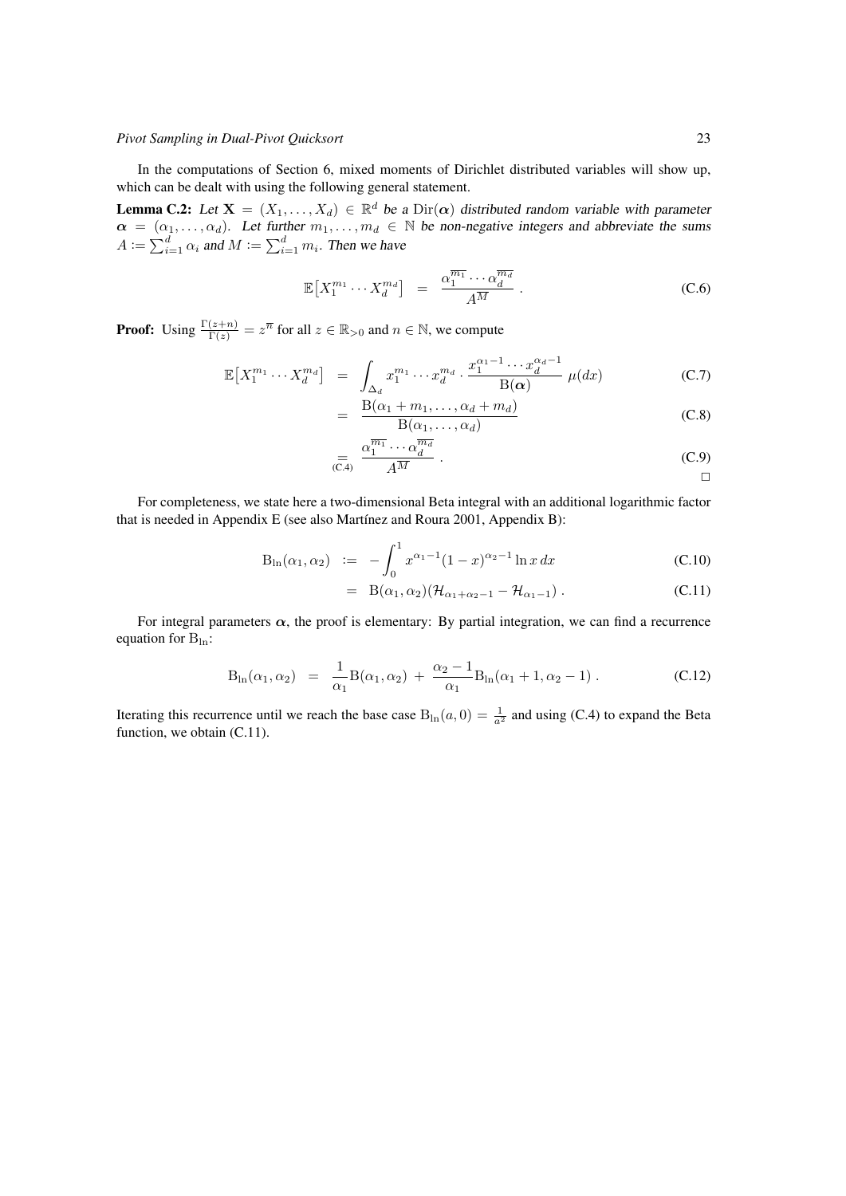In the computations of Section 6, mixed moments of Dirichlet distributed variables will show up, which can be dealt with using the following general statement.

**Lemma C.2:** *Let $\mathbf{X} = (X_1, \ldots, X_d) \in \mathbb{R}^d$ be a $\mathrm{Dir}(\boldsymbol{\alpha})$ distributed random variable with parameter $\boldsymbol{\alpha} = (\alpha_1, \ldots, \alpha_d)$. Let further $m_1, \ldots, m_d \in \mathbb{N}$ be non-negative integers and abbreviate the sums $A := \sum_{i=1}^{d} \alpha_i$ and $M := \sum_{i=1}^{d} m_i$. Then we have*

$$\mathbb{E}\big[X_1^{m_1} \cdots X_d^{m_d}\big] \;=\; \frac{\alpha_1^{\overline{m_1}} \cdots \alpha_d^{\overline{m_d}}}{A^{\overline{M}}} \,. \tag{C.6}$$

**Proof:** Using $\frac{\Gamma(z+n)}{\Gamma(z)} = z^{\overline{n}}$ for all $z \in \mathbb{R}_{>0}$ and $n \in \mathbb{N}$, we compute

$$\mathbb{E}\big[X_1^{m_1} \cdots X_d^{m_d}\big] \;=\; \int_{\Delta_d} x_1^{m_1} \cdots x_d^{m_d} \cdot \frac{x_1^{\alpha_1 - 1} \cdots x_d^{\alpha_d - 1}}{\mathrm{B}(\boldsymbol{\alpha})} \; \mu(dx) \tag{C.7}$$

$$=\; \frac{\mathrm{B}(\alpha_1 + m_1, \ldots, \alpha_d + m_d)}{\mathrm{B}(\alpha_1, \ldots, \alpha_d)} \tag{C.8}$$

$$\underset{\text{(C.4)}}{=}\; \frac{\alpha_1^{\overline{m_1}} \cdots \alpha_d^{\overline{m_d}}}{A^{\overline{M}}} \,. \tag{C.9}$$

□

For completeness, we state here a two-dimensional Beta integral with an additional logarithmic factor that is needed in Appendix E (see also Martínez and Roura 2001, Appendix B):

$$\mathrm{B}_{\ln}(\alpha_1, \alpha_2) \;:=\; -\int_0^1 x^{\alpha_1 - 1}(1 - x)^{\alpha_2 - 1} \ln x \, dx \tag{C.10}$$

$$=\; \mathrm{B}(\alpha_1, \alpha_2)(\mathcal{H}_{\alpha_1 + \alpha_2 - 1} - \mathcal{H}_{\alpha_1 - 1}) \,. \tag{C.11}$$

For integral parameters $\boldsymbol{\alpha}$, the proof is elementary: By partial integration, we can find a recurrence equation for $\mathrm{B}_{\ln}$:

$$\mathrm{B}_{\ln}(\alpha_1, \alpha_2) \;=\; \frac{1}{\alpha_1}\mathrm{B}(\alpha_1, \alpha_2) \,+\, \frac{\alpha_2 - 1}{\alpha_1}\mathrm{B}_{\ln}(\alpha_1 + 1, \alpha_2 - 1) \,. \tag{C.12}$$

Iterating this recurrence until we reach the base case $\mathrm{B}_{\ln}(a, 0) = \frac{1}{a^2}$ and using (C.4) to expand the Beta function, we obtain (C.11).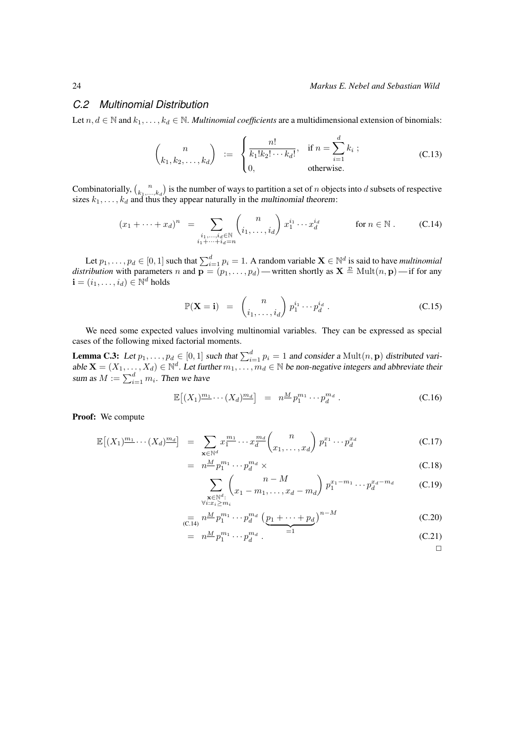## C.2 Multinomial Distribution

Let $n, d \in \mathbb{N}$ and $k_1, \ldots, k_d \in \mathbb{N}$. *Multinomial coefficients* are a multidimensional extension of binomials:

$$\binom{n}{k_1, k_2, \ldots, k_d} \;:=\; \begin{cases} \dfrac{n!}{k_1! k_2! \cdots k_d!}, & \text{if } n = \displaystyle\sum_{i=1}^{d} k_i\;; \\ 0, & \text{otherwise.} \end{cases} \tag{C.13}$$

Combinatorially, $\binom{n}{k_1,\ldots,k_d}$ is the number of ways to partition a set of $n$ objects into $d$ subsets of respective sizes $k_1, \ldots, k_d$ and thus they appear naturally in the multinomial theorem:

$$(x_1 + \cdots + x_d)^n \;=\; \sum_{\substack{i_1,\ldots,i_d \in \mathbb{N} \\ i_1+\cdots+i_d = n}} \binom{n}{i_1, \ldots, i_d} x_1^{i_1} \cdots x_d^{i_d} \qquad\qquad \text{for } n \in \mathbb{N}\,. \tag{C.14}$$

Let $p_1, \ldots, p_d \in [0,1]$ such that $\sum_{i=1}^{d} p_i = 1$. A random variable $\mathbf{X} \in \mathbb{N}^d$ is said to have *multinomial distribution* with parameters $n$ and $\mathbf{p} = (p_1, \ldots, p_d)$ — written shortly as $\mathbf{X} \overset{\mathcal{D}}{=} \mathrm{Mult}(n, \mathbf{p})$ — if for any $\mathbf{i} = (i_1, \ldots, i_d) \in \mathbb{N}^d$ holds

$$\mathbb{P}(\mathbf{X} = \mathbf{i}) \;=\; \binom{n}{i_1, \ldots, i_d} p_1^{i_1} \cdots p_d^{i_d}\,. \tag{C.15}$$

We need some expected values involving multinomial variables. They can be expressed as special cases of the following mixed factorial moments.

**Lemma C.3:** *Let $p_1, \ldots, p_d \in [0,1]$ such that $\sum_{i=1}^{d} p_i = 1$ and consider a $\mathrm{Mult}(n, \mathbf{p})$ distributed variable $\mathbf{X} = (X_1, \ldots, X_d) \in \mathbb{N}^d$. Let further $m_1, \ldots, m_d \in \mathbb{N}$ be non-negative integers and abbreviate their sum as $M := \sum_{i=1}^{d} m_i$. Then we have*

$$\mathbb{E}\big[(X_1)^{\underline{m_1}} \cdots (X_d)^{\underline{m_d}}\big] \;=\; n^{\underline{M}} p_1^{m_1} \cdots p_d^{m_d}\,. \tag{C.16}$$

**Proof:** We compute

$$\mathbb{E}\big[(X_1)^{\underline{m_1}} \cdots (X_d)^{\underline{m_d}}\big] \;=\; \sum_{\mathbf{x} \in \mathbb{N}^d} x_1^{\underline{m_1}} \cdots x_d^{\underline{m_d}} \binom{n}{x_1, \ldots, x_d} p_1^{x_1} \cdots p_d^{x_d} \tag{C.17}$$

$$=\; n^{\underline{M}} p_1^{m_1} \cdots p_d^{m_d} \times \tag{C.18}$$

$$\sum_{\substack{\mathbf{x} \in \mathbb{N}^d: \\ \forall i: x_i \geq m_i}} \binom{n - M}{x_1 - m_1, \ldots, x_d - m_d} p_1^{x_1 - m_1} \cdots p_d^{x_d - m_d} \tag{C.19}$$

$$\underset{(C.14)}{=}\; n^{\underline{M}} p_1^{m_1} \cdots p_d^{m_d} \big(\underbrace{p_1 + \cdots + p_d}_{=1}\big)^{n-M} \tag{C.20}$$

$$=\; n^{\underline{M}} p_1^{m_1} \cdots p_d^{m_d}\,. \tag{C.21}$$

□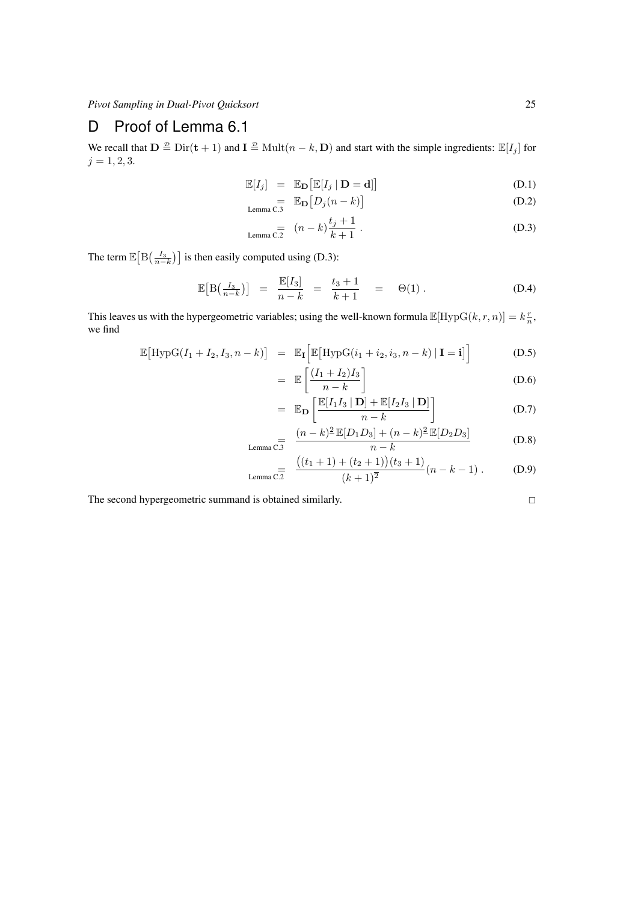# D Proof of Lemma 6.1

We recall that $\mathbf{D} \stackrel{\mathcal{D}}{=} \mathrm{Dir}(\mathbf{t}+1)$ and $\mathbf{I} \stackrel{\mathcal{D}}{=} \mathrm{Mult}(n-k, \mathbf{D})$ and start with the simple ingredients: $\mathbb{E}[I_j]$ for $j = 1, 2, 3$.

$$\mathbb{E}[I_j] \;=\; \mathbb{E}_{\mathbf{D}}\big[\mathbb{E}[I_j \mid \mathbf{D} = \mathbf{d}]\big] \tag{D.1}$$

$$\underset{\text{Lemma C.3}}{=} \;\mathbb{E}_{\mathbf{D}}\big[D_j(n-k)\big] \tag{D.2}$$

$$\underset{\text{Lemma C.2}}{=} \;(n-k)\frac{t_j+1}{k+1}\,. \tag{D.3}$$

The term $\mathbb{E}\big[\mathrm{B}\big(\frac{I_3}{n-k}\big)\big]$ is then easily computed using (D.3):

$$\mathbb{E}\big[\mathrm{B}\big(\tfrac{I_3}{n-k}\big)\big] \;=\; \frac{\mathbb{E}[I_3]}{n-k} \;=\; \frac{t_3+1}{k+1} \;=\; \Theta(1)\,. \tag{D.4}$$

This leaves us with the hypergeometric variables; using the well-known formula $\mathbb{E}[\mathrm{HypG}(k,r,n)] = k\frac{r}{n}$, we find

$$\mathbb{E}\big[\mathrm{HypG}(I_1+I_2, I_3, n-k)\big] \;=\; \mathbb{E}_{\mathbf{I}}\Big[\mathbb{E}\big[\mathrm{HypG}(i_1+i_2, i_3, n-k) \mid \mathbf{I} = \mathbf{i}\big]\Big] \tag{D.5}$$

$$= \;\mathbb{E}\left[\frac{(I_1+I_2)I_3}{n-k}\right] \tag{D.6}$$

$$= \;\mathbb{E}_{\mathbf{D}}\left[\frac{\mathbb{E}[I_1I_3 \mid \mathbf{D}] + \mathbb{E}[I_2I_3 \mid \mathbf{D}]}{n-k}\right] \tag{D.7}$$

$$\underset{\text{Lemma C.3}}{=} \;\frac{(n-k)^{\underline{2}}\,\mathbb{E}[D_1D_3] + (n-k)^{\underline{2}}\,\mathbb{E}[D_2D_3]}{n-k} \tag{D.8}$$

$$\underset{\text{Lemma C.2}}{=} \;\frac{\big((t_1+1)+(t_2+1)\big)(t_3+1)}{(k+1)^{\overline{2}}}(n-k-1)\,. \tag{D.9}$$

The second hypergeometric summand is obtained similarly. $\square$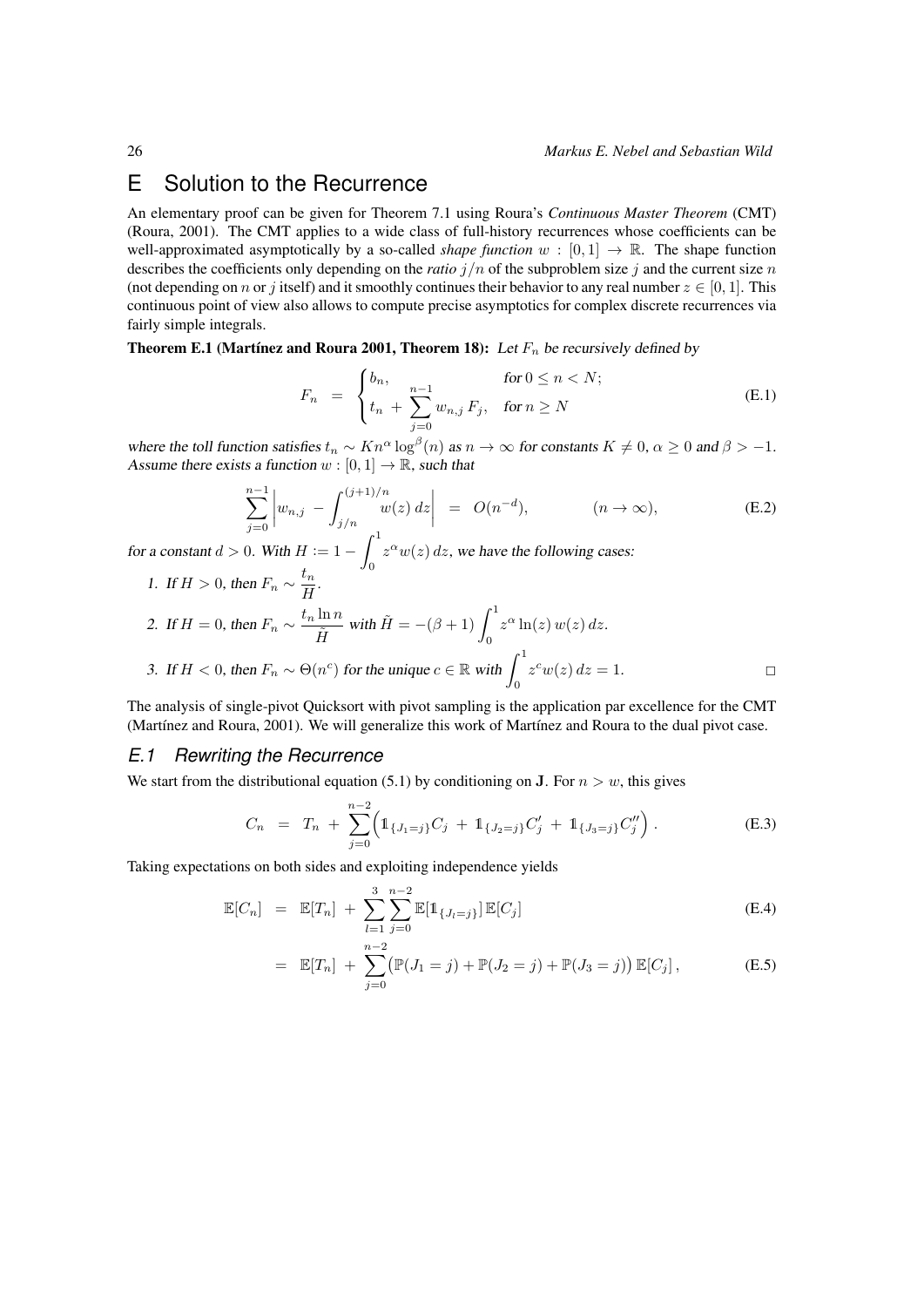# E Solution to the Recurrence

An elementary proof can be given for Theorem 7.1 using Roura's *Continuous Master Theorem* (CMT) (Roura, 2001). The CMT applies to a wide class of full-history recurrences whose coefficients can be well-approximated asymptotically by a so-called *shape function* $w : [0,1] \to \mathbb{R}$. The shape function describes the coefficients only depending on the *ratio* $j/n$ of the subproblem size $j$ and the current size $n$ (not depending on $n$ or $j$ itself) and it smoothly continues their behavior to any real number $z \in [0,1]$. This continuous point of view also allows to compute precise asymptotics for complex discrete recurrences via fairly simple integrals.

**Theorem E.1 (Martínez and Roura 2001, Theorem 18):** *Let $F_n$ be recursively defined by*

$$F_n \;=\; \begin{cases} b_n, & \text{for } 0 \le n < N; \\ t_n \,+\, \displaystyle\sum_{j=0}^{n-1} w_{n,j}\, F_j, & \text{for } n \ge N \end{cases} \tag{E.1}$$

*where the toll function satisfies $t_n \sim K n^\alpha \log^\beta(n)$ as $n \to \infty$ for constants $K \ne 0$, $\alpha \ge 0$ and $\beta > -1$. Assume there exists a function $w : [0,1] \to \mathbb{R}$, such that*

$$\sum_{j=0}^{n-1} \left| w_{n,j} \,-\, \int_{j/n}^{(j+1)/n} w(z)\, dz \right| \;=\; O(n^{-d}), \qquad\qquad (n \to \infty), \tag{E.2}$$

*for a constant $d > 0$. With $H := 1 - \displaystyle\int_0^1 z^\alpha w(z)\, dz$, we have the following cases:*

1. *If $H > 0$, then $F_n \sim \dfrac{t_n}{H}$.*
2. *If $H = 0$, then $F_n \sim \dfrac{t_n \ln n}{\tilde{H}}$ with $\tilde{H} = -(\beta+1) \displaystyle\int_0^1 z^\alpha \ln(z)\, w(z)\, dz$.*
3. *If $H < 0$, then $F_n \sim \Theta(n^c)$ for the unique $c \in \mathbb{R}$ with $\displaystyle\int_0^1 z^c w(z)\, dz = 1$.* □

The analysis of single-pivot Quicksort with pivot sampling is the application par excellence for the CMT (Martínez and Roura, 2001). We will generalize this work of Martínez and Roura to the dual pivot case.

## E.1 Rewriting the Recurrence

We start from the distributional equation (5.1) by conditioning on $\mathbf{J}$. For $n > w$, this gives

$$C_n \;=\; T_n \,+\, \sum_{j=0}^{n-2} \Big( \mathbb{1}_{\{J_1 = j\}} C_j \,+\, \mathbb{1}_{\{J_2 = j\}} C'_j \,+\, \mathbb{1}_{\{J_3 = j\}} C''_j \Big)\,. \tag{E.3}$$

Taking expectations on both sides and exploiting independence yields

$$\mathbb{E}[C_n] \;=\; \mathbb{E}[T_n] \,+\, \sum_{l=1}^{3} \sum_{j=0}^{n-2} \mathbb{E}[\mathbb{1}_{\{J_l = j\}}]\, \mathbb{E}[C_j] \tag{E.4}$$

$$\;=\; \mathbb{E}[T_n] \,+\, \sum_{j=0}^{n-2} \big( \mathbb{P}(J_1 = j) + \mathbb{P}(J_2 = j) + \mathbb{P}(J_3 = j) \big)\, \mathbb{E}[C_j]\,, \tag{E.5}$$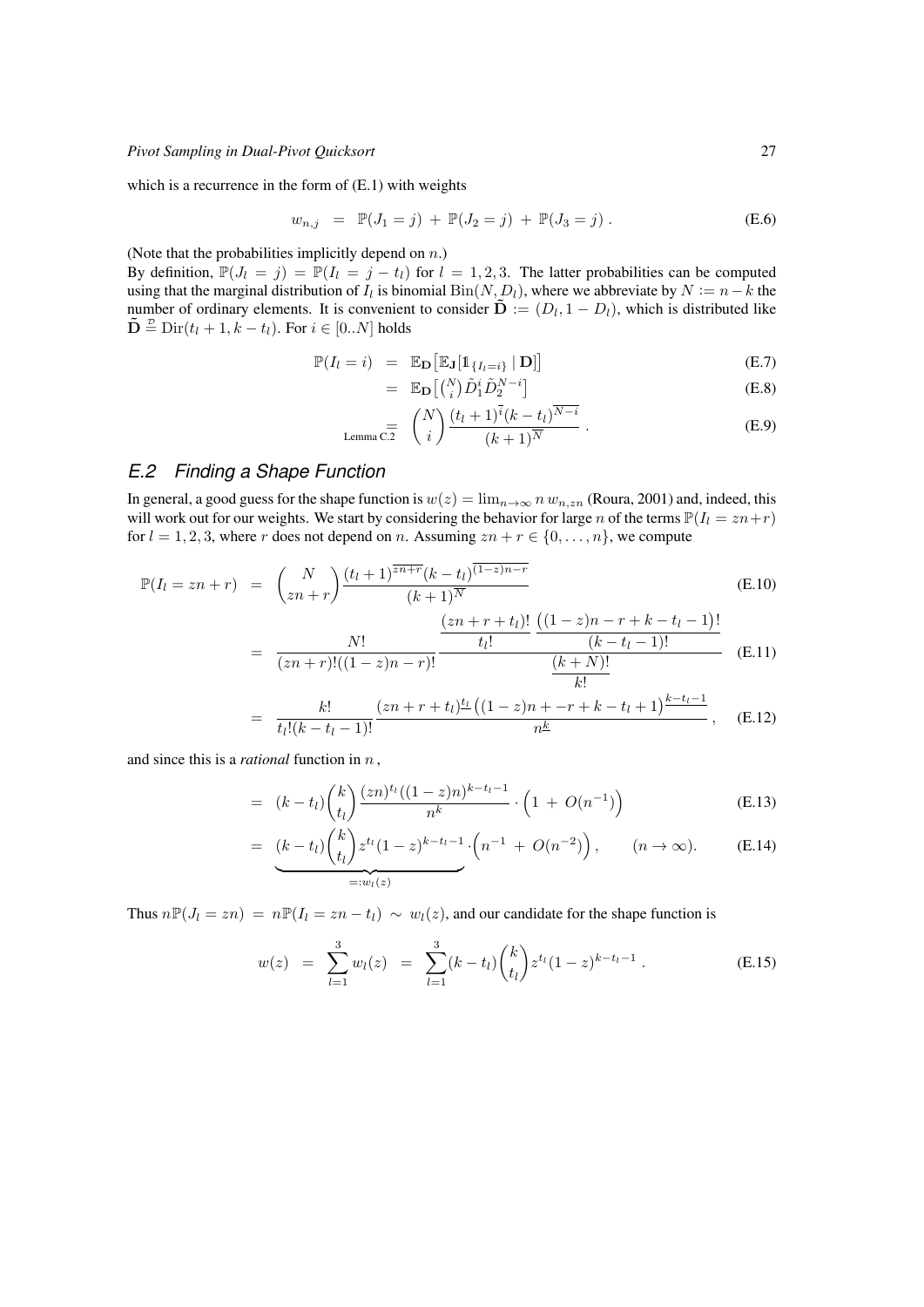which is a recurrence in the form of (E.1) with weights

$$w_{n,j} \;=\; \mathbb{P}(J_1 = j) \;+\; \mathbb{P}(J_2 = j) \;+\; \mathbb{P}(J_3 = j)\,. \tag{E.6}$$

(Note that the probabilities implicitly depend on $n$.)
By definition, $\mathbb{P}(J_l = j) = \mathbb{P}(I_l = j - t_l)$ for $l = 1, 2, 3$. The latter probabilities can be computed using that the marginal distribution of $I_l$ is binomial $\mathrm{Bin}(N, D_l)$, where we abbreviate by $N := n - k$ the number of ordinary elements. It is convenient to consider $\tilde{\mathbf{D}} := (D_l, 1 - D_l)$, which is distributed like $\tilde{\mathbf{D}} \overset{\mathcal{D}}{=} \mathrm{Dir}(t_l + 1, k - t_l)$. For $i \in [0..N]$ holds

$$\begin{aligned}
\mathbb{P}(I_l = i) \;&=\; \mathbb{E}_{\mathbf{D}}\big[\mathbb{E}_{\mathbf{J}}[\mathbb{1}_{\{I_l = i\}} \mid \mathbf{D}]\big] && \text{(E.7)}\\
&=\; \mathbb{E}_{\mathbf{D}}\big[\tbinom{N}{i} \tilde{D}_1^i \tilde{D}_2^{N-i}\big] && \text{(E.8)}\\
&\underset{\text{Lemma C.2}}{=}\; \binom{N}{i} \frac{(t_l + 1)^{\overline{i}} (k - t_l)^{\overline{N-i}}}{(k+1)^{\overline{N}}}\,. && \text{(E.9)}
\end{aligned}$$

## *E.2 Finding a Shape Function*

In general, a good guess for the shape function is $w(z) = \lim_{n\to\infty} n\, w_{n,zn}$ (Roura, 2001) and, indeed, this will work out for our weights. We start by considering the behavior for large $n$ of the terms $\mathbb{P}(I_l = zn + r)$ for $l = 1, 2, 3$, where $r$ does not depend on $n$. Assuming $zn + r \in \{0, \ldots, n\}$, we compute

$$\begin{aligned}
\mathbb{P}(I_l = zn + r) \;&=\; \binom{N}{zn + r} \frac{(t_l + 1)^{\overline{zn + r}} (k - t_l)^{\overline{(1-z)n - r}}}{(k+1)^{\overline{N}}} && \text{(E.10)}\\
&=\; \frac{N!}{(zn + r)!((1 - z)n - r)!} \frac{\dfrac{(zn + r + t_l)!}{t_l!} \dfrac{\big((1 - z)n - r + k - t_l - 1\big)!}{(k - t_l - 1)!}}{\dfrac{(k + N)!}{k!}} && \text{(E.11)}\\
&=\; \frac{k!}{t_l!(k - t_l - 1)!} \frac{(zn + r + t_l)^{\underline{t_l}} \big((1 - z)n + -r + k - t_l + 1\big)^{\underline{k - t_l - 1}}}{n^{\underline{k}}}\,, && \text{(E.12)}
\end{aligned}$$

and since this is a *rational* function in $n$ ,

$$\begin{aligned}
&=\; (k - t_l)\binom{k}{t_l} \frac{(zn)^{t_l}((1 - z)n)^{k - t_l - 1}}{n^k} \cdot \Big(1 \;+\; O(n^{-1})\Big) && \text{(E.13)}\\
&=\; \underbrace{(k - t_l)\binom{k}{t_l} z^{t_l}(1 - z)^{k - t_l - 1}}_{=:w_l(z)} \cdot \Big(n^{-1} \;+\; O(n^{-2})\Big)\,, \qquad (n \to \infty). && \text{(E.14)}
\end{aligned}$$

Thus $n\mathbb{P}(J_l = zn) \;=\; n\mathbb{P}(I_l = zn - t_l) \;\sim\; w_l(z)$, and our candidate for the shape function is

$$w(z) \;=\; \sum_{l=1}^{3} w_l(z) \;=\; \sum_{l=1}^{3} (k - t_l)\binom{k}{t_l} z^{t_l}(1 - z)^{k - t_l - 1}\,. \tag{E.15}$$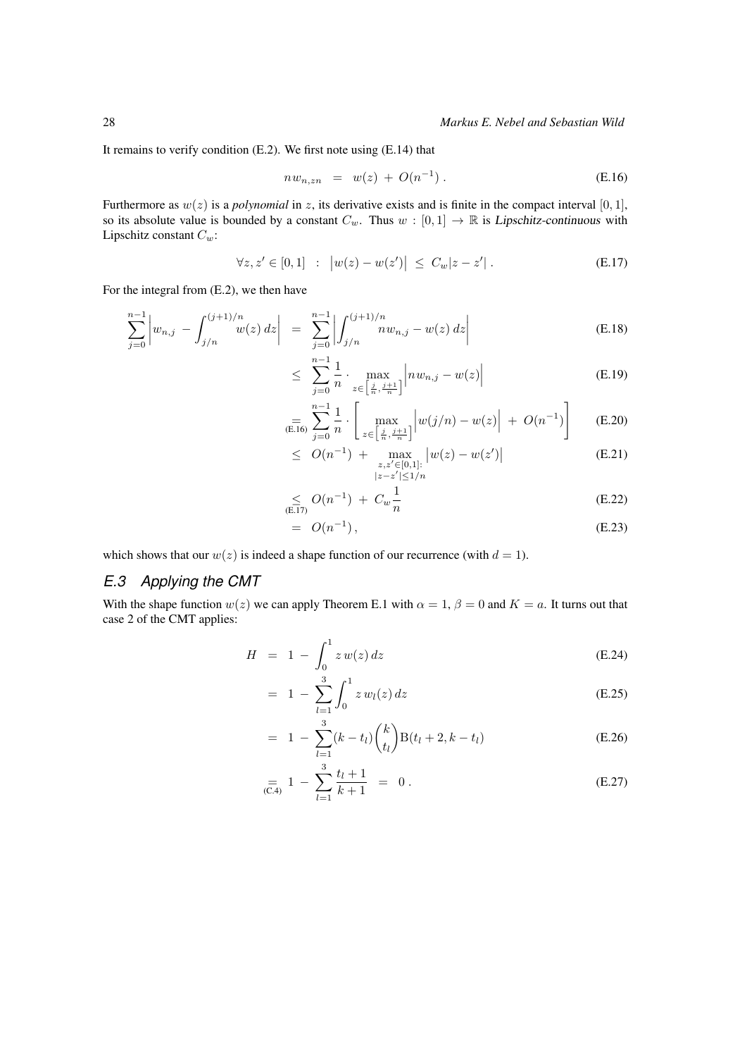It remains to verify condition (E.2). We first note using (E.14) that

$$n w_{n,zn} \;=\; w(z) \,+\, O(n^{-1})\,. \tag{E.16}$$

Furthermore as $w(z)$ is a *polynomial* in $z$, its derivative exists and is finite in the compact interval $[0,1]$, so its absolute value is bounded by a constant $C_w$. Thus $w : [0,1] \to \mathbb{R}$ is *Lipschitz-continuous* with Lipschitz constant $C_w$:

$$\forall z, z' \in [0,1] \;\;:\;\; \bigl|w(z) - w(z')\bigr| \;\le\; C_w |z - z'|\,. \tag{E.17}$$

For the integral from (E.2), we then have

$$
\begin{aligned}
\sum_{j=0}^{n-1} \left| w_{n,j} \,-\, \int_{j/n}^{(j+1)/n} w(z)\,dz \right| \;&=\; \sum_{j=0}^{n-1} \left| \int_{j/n}^{(j+1)/n} n w_{n,j} - w(z)\,dz \right| && \text{(E.18)}\\
&\le\; \sum_{j=0}^{n-1} \frac{1}{n} \cdot \max_{z \in \left[\frac{j}{n}, \frac{j+1}{n}\right]} \Bigl| n w_{n,j} - w(z) \Bigr| && \text{(E.19)}\\
&\underset{\text{(E.16)}}{=}\; \sum_{j=0}^{n-1} \frac{1}{n} \cdot \left[ \max_{z \in \left[\frac{j}{n}, \frac{j+1}{n}\right]} \Bigl| w(j/n) - w(z) \Bigr| \,+\, O(n^{-1}) \right] && \text{(E.20)}\\
&\le\; O(n^{-1}) \,+\, \max_{\substack{z,z' \in [0,1]:\\ |z-z'| \le 1/n}} \bigl| w(z) - w(z') \bigr| && \text{(E.21)}\\
&\underset{\text{(E.17)}}{\le}\; O(n^{-1}) \,+\, C_w \frac{1}{n} && \text{(E.22)}\\
&=\; O(n^{-1})\,, && \text{(E.23)}
\end{aligned}
$$

which shows that our $w(z)$ is indeed a shape function of our recurrence (with $d = 1$).

## E.3 Applying the CMT

With the shape function $w(z)$ we can apply Theorem E.1 with $\alpha = 1$, $\beta = 0$ and $K = a$. It turns out that case 2 of the CMT applies:

$$
\begin{aligned}
H \;&=\; 1 \,-\, \int_0^1 z\, w(z)\,dz && \text{(E.24)}\\
&=\; 1 \,-\, \sum_{l=1}^{3} \int_0^1 z\, w_l(z)\,dz && \text{(E.25)}\\
&=\; 1 \,-\, \sum_{l=1}^{3} (k - t_l) \binom{k}{t_l} \mathrm{B}(t_l + 2, k - t_l) && \text{(E.26)}\\
&\underset{\text{(C.4)}}{=}\; 1 \,-\, \sum_{l=1}^{3} \frac{t_l + 1}{k + 1} \;=\; 0\,. && \text{(E.27)}
\end{aligned}
$$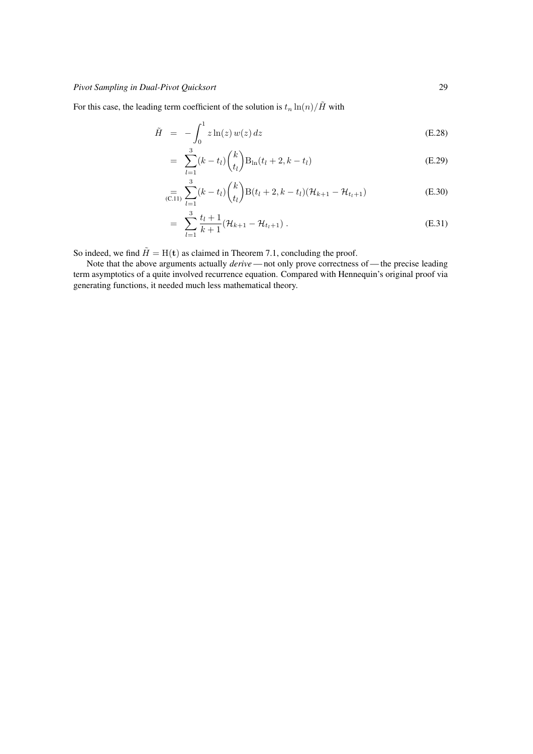For this case, the leading term coefficient of the solution is $t_n \ln(n)/\tilde{H}$ with

$$
\begin{aligned}
\tilde{H} &= -\int_0^1 z \ln(z)\, w(z)\, dz && \text{(E.28)}\\
&= \sum_{l=1}^{3} (k - t_l) \binom{k}{t_l} \mathrm{B}_{\ln}(t_l + 2, k - t_l) && \text{(E.29)}\\
&\underset{\text{(C.11)}}{=} \sum_{l=1}^{3} (k - t_l) \binom{k}{t_l} \mathrm{B}(t_l + 2, k - t_l)(\mathcal{H}_{k+1} - \mathcal{H}_{t_l+1}) && \text{(E.30)}\\
&= \sum_{l=1}^{3} \frac{t_l + 1}{k + 1} (\mathcal{H}_{k+1} - \mathcal{H}_{t_l+1})\,. && \text{(E.31)}
\end{aligned}
$$

So indeed, we find $\tilde{H} = \mathrm{H}(\mathbf{t})$ as claimed in Theorem 7.1, concluding the proof.

Note that the above arguments actually *derive* — not only prove correctness of — the precise leading term asymptotics of a quite involved recurrence equation. Compared with Hennequin's original proof via generating functions, it needed much less mathematical theory.